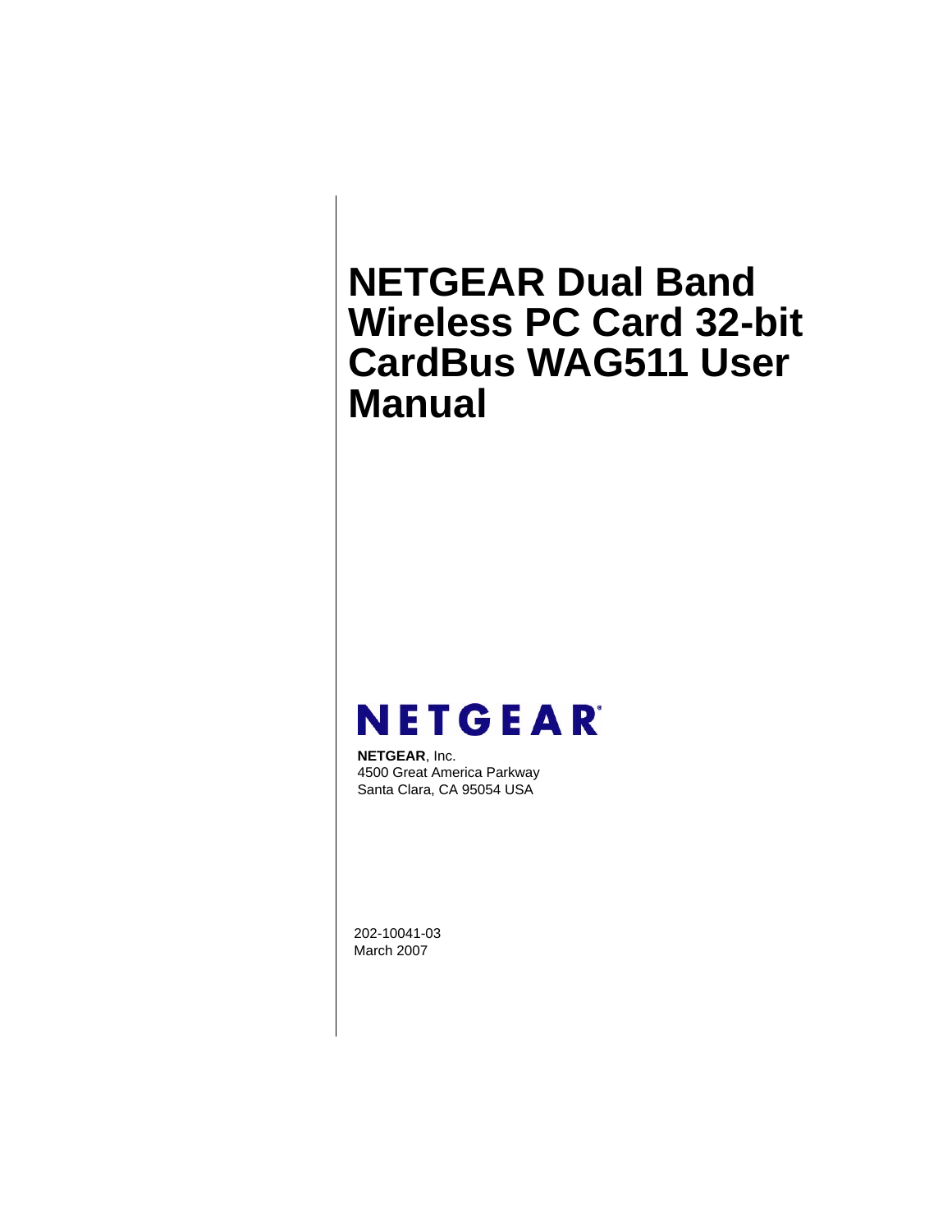# NETGEAR Dual Band Wireless PC Card 32-bit CardBus WAG511 User Manual

NETGEAR

**NETGEAR**, Inc.
4500 Great America Parkway
Santa Clara, CA 95054 USA

202-10041-03
March 2007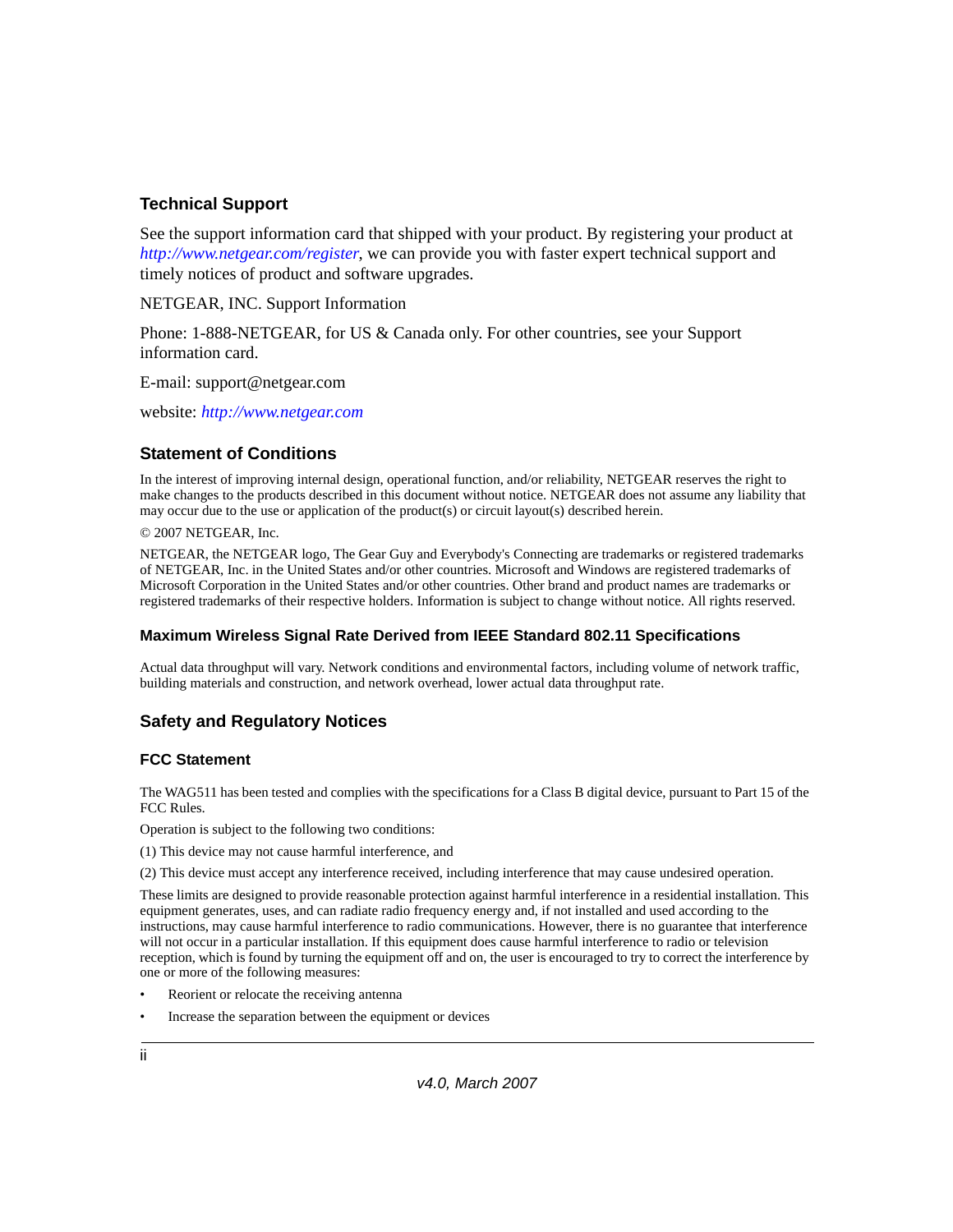## Technical Support

See the support information card that shipped with your product. By registering your product at *http://www.netgear.com/register*, we can provide you with faster expert technical support and timely notices of product and software upgrades.

NETGEAR, INC. Support Information

Phone: 1-888-NETGEAR, for US & Canada only. For other countries, see your Support information card.

E-mail: support@netgear.com

website: *http://www.netgear.com*

## Statement of Conditions

In the interest of improving internal design, operational function, and/or reliability, NETGEAR reserves the right to make changes to the products described in this document without notice. NETGEAR does not assume any liability that may occur due to the use or application of the product(s) or circuit layout(s) described herein.

© 2007 NETGEAR, Inc.

NETGEAR, the NETGEAR logo, The Gear Guy and Everybody's Connecting are trademarks or registered trademarks of NETGEAR, Inc. in the United States and/or other countries. Microsoft and Windows are registered trademarks of Microsoft Corporation in the United States and/or other countries. Other brand and product names are trademarks or registered trademarks of their respective holders. Information is subject to change without notice. All rights reserved.

### Maximum Wireless Signal Rate Derived from IEEE Standard 802.11 Specifications

Actual data throughput will vary. Network conditions and environmental factors, including volume of network traffic, building materials and construction, and network overhead, lower actual data throughput rate.

## Safety and Regulatory Notices

### FCC Statement

The WAG511 has been tested and complies with the specifications for a Class B digital device, pursuant to Part 15 of the FCC Rules.

Operation is subject to the following two conditions:

(1) This device may not cause harmful interference, and

(2) This device must accept any interference received, including interference that may cause undesired operation.

These limits are designed to provide reasonable protection against harmful interference in a residential installation. This equipment generates, uses, and can radiate radio frequency energy and, if not installed and used according to the instructions, may cause harmful interference to radio communications. However, there is no guarantee that interference will not occur in a particular installation. If this equipment does cause harmful interference to radio or television reception, which is found by turning the equipment off and on, the user is encouraged to try to correct the interference by one or more of the following measures:

- Reorient or relocate the receiving antenna
- Increase the separation between the equipment or devices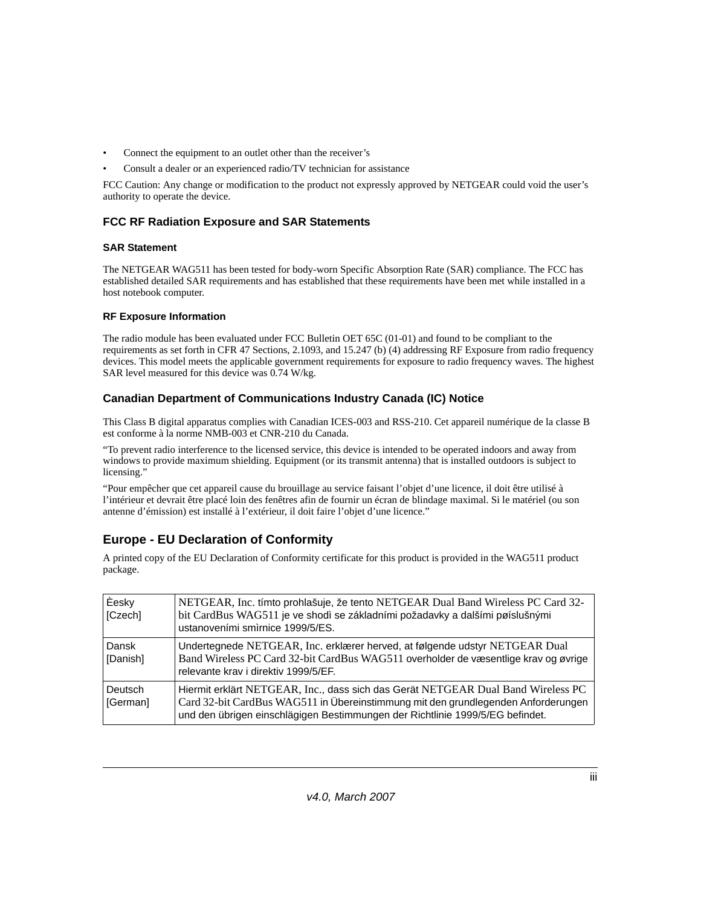- Connect the equipment to an outlet other than the receiver's
- Consult a dealer or an experienced radio/TV technician for assistance

FCC Caution: Any change or modification to the product not expressly approved by NETGEAR could void the user's authority to operate the device.

### FCC RF Radiation Exposure and SAR Statements

#### SAR Statement

The NETGEAR WAG511 has been tested for body-worn Specific Absorption Rate (SAR) compliance. The FCC has established detailed SAR requirements and has established that these requirements have been met while installed in a host notebook computer.

#### RF Exposure Information

The radio module has been evaluated under FCC Bulletin OET 65C (01-01) and found to be compliant to the requirements as set forth in CFR 47 Sections, 2.1093, and 15.247 (b) (4) addressing RF Exposure from radio frequency devices. This model meets the applicable government requirements for exposure to radio frequency waves. The highest SAR level measured for this device was 0.74 W/kg.

### Canadian Department of Communications Industry Canada (IC) Notice

This Class B digital apparatus complies with Canadian ICES-003 and RSS-210. Cet appareil numérique de la classe B est conforme à la norme NMB-003 et CNR-210 du Canada.

"To prevent radio interference to the licensed service, this device is intended to be operated indoors and away from windows to provide maximum shielding. Equipment (or its transmit antenna) that is installed outdoors is subject to licensing."

"Pour empêcher que cet appareil cause du brouillage au service faisant l'objet d'une licence, il doit être utilisé à l'intérieur et devrait être placé loin des fenêtres afin de fournir un écran de blindage maximal. Si le matériel (ou son antenne d'émission) est installé à l'extérieur, il doit faire l'objet d'une licence."

## Europe - EU Declaration of Conformity

A printed copy of the EU Declaration of Conformity certificate for this product is provided in the WAG511 product package.

| | |
|---|---|
| Èesky [Czech] | NETGEAR, Inc. tímto prohlašuje, že tento NETGEAR Dual Band Wireless PC Card 32-bit CardBus WAG511 je ve shodì se základními požadavky a dalšími pøíslušnými ustanoveními smìrnice 1999/5/ES. |
| Dansk [Danish] | Undertegnede NETGEAR, Inc. erklærer herved, at følgende udstyr NETGEAR Dual Band Wireless PC Card 32-bit CardBus WAG511 overholder de væsentlige krav og øvrige relevante krav i direktiv 1999/5/EF. |
| Deutsch [German] | Hiermit erklärt NETGEAR, Inc., dass sich das Gerät NETGEAR Dual Band Wireless PC Card 32-bit CardBus WAG511 in Übereinstimmung mit den grundlegenden Anforderungen und den übrigen einschlägigen Bestimmungen der Richtlinie 1999/5/EG befindet. |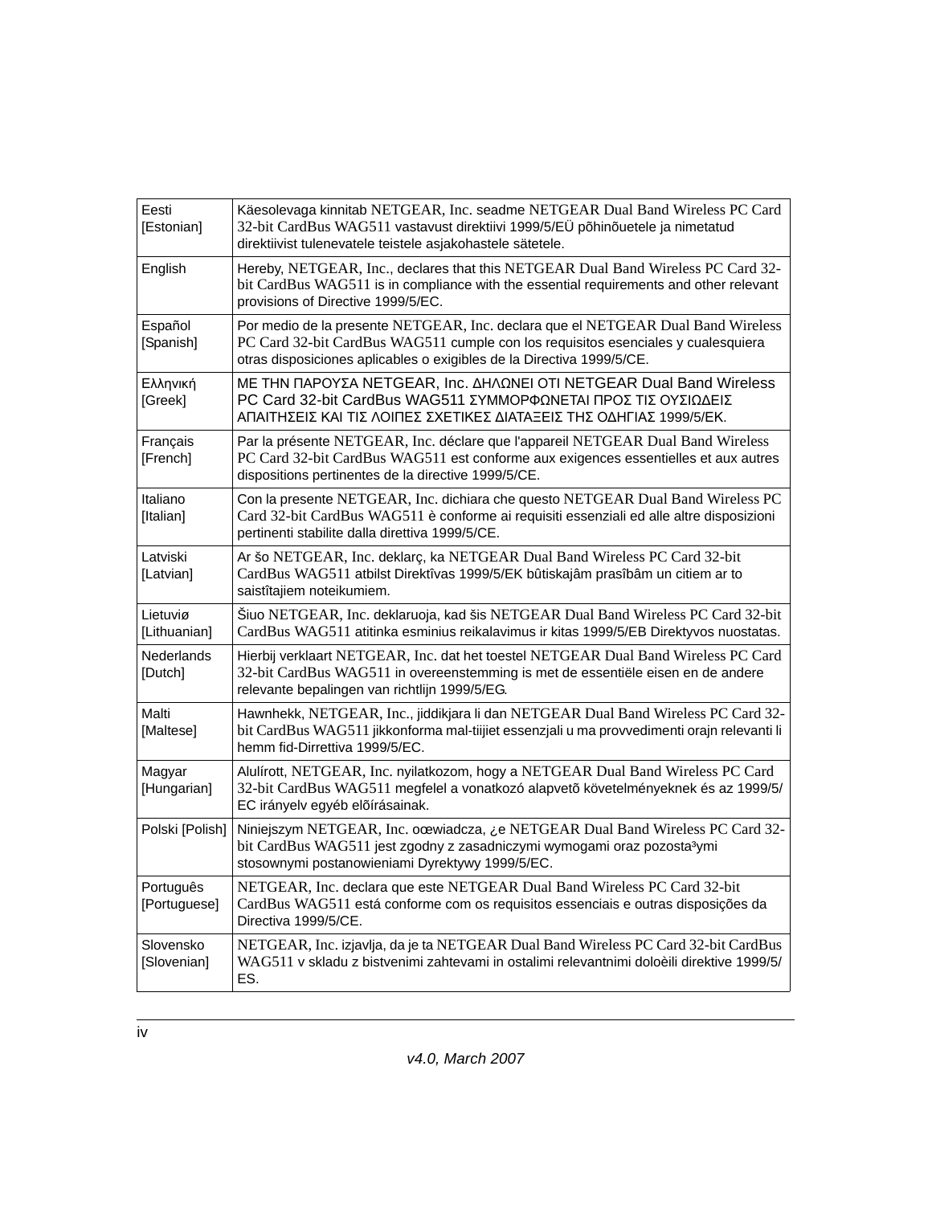| Eesti [Estonian] | Käesolevaga kinnitab NETGEAR, Inc. seadme NETGEAR Dual Band Wireless PC Card 32-bit CardBus WAG511 vastavust direktiivi 1999/5/EÜ põhinõuetele ja nimetatud direktiivist tulenevatele teistele asjakohastele sätetele. |
|---|---|
| English | Hereby, NETGEAR, Inc., declares that this NETGEAR Dual Band Wireless PC Card 32-bit CardBus WAG511 is in compliance with the essential requirements and other relevant provisions of Directive 1999/5/EC. |
| Español [Spanish] | Por medio de la presente NETGEAR, Inc. declara que el NETGEAR Dual Band Wireless PC Card 32-bit CardBus WAG511 cumple con los requisitos esenciales y cualesquiera otras disposiciones aplicables o exigibles de la Directiva 1999/5/CE. |
| Ελληνική [Greek] | ΜΕ ΤΗΝ ΠΑΡΟΥΣΑ NETGEAR, Inc. ΔΗΛΩΝΕΙ ΟΤΙ NETGEAR Dual Band Wireless PC Card 32-bit CardBus WAG511 ΣΥΜΜΟΡΦΩΝΕΤΑΙ ΠΡΟΣ ΤΙΣ ΟΥΣΙΩΔΕΙΣ ΑΠΑΙΤΗΣΕΙΣ ΚΑΙ ΤΙΣ ΛΟΙΠΕΣ ΣΧΕΤΙΚΕΣ ΔΙΑΤΑΞΕΙΣ ΤΗΣ ΟΔΗΓΙΑΣ 1999/5/ΕΚ. |
| Français [French] | Par la présente NETGEAR, Inc. déclare que l'appareil NETGEAR Dual Band Wireless PC Card 32-bit CardBus WAG511 est conforme aux exigences essentielles et aux autres dispositions pertinentes de la directive 1999/5/CE. |
| Italiano [Italian] | Con la presente NETGEAR, Inc. dichiara che questo NETGEAR Dual Band Wireless PC Card 32-bit CardBus WAG511 è conforme ai requisiti essenziali ed alle altre disposizioni pertinenti stabilite dalla direttiva 1999/5/CE. |
| Latviski [Latvian] | Ar šo NETGEAR, Inc. deklarç, ka NETGEAR Dual Band Wireless PC Card 32-bit CardBus WAG511 atbilst Direktîvas 1999/5/EK bûtiskajâm prasîbâm un citiem ar to saistîtajiem noteikumiem. |
| Lietuviø [Lithuanian] | Šiuo NETGEAR, Inc. deklaruoja, kad šis NETGEAR Dual Band Wireless PC Card 32-bit CardBus WAG511 atitinka esminius reikalavimus ir kitas 1999/5/EB Direktyvos nuostatas. |
| Nederlands [Dutch] | Hierbij verklaart NETGEAR, Inc. dat het toestel NETGEAR Dual Band Wireless PC Card 32-bit CardBus WAG511 in overeenstemming is met de essentiële eisen en de andere relevante bepalingen van richtlijn 1999/5/EG. |
| Malti [Maltese] | Hawnhekk, NETGEAR, Inc., jiddikjara li dan NETGEAR Dual Band Wireless PC Card 32-bit CardBus WAG511 jikkonforma mal-tiijiet essenzjali u ma provvedimenti orajn relevanti li hemm fid-Dirrettiva 1999/5/EC. |
| Magyar [Hungarian] | Alulírott, NETGEAR, Inc. nyilatkozom, hogy a NETGEAR Dual Band Wireless PC Card 32-bit CardBus WAG511 megfelel a vonatkozó alapvetõ követelményeknek és az 1999/5/EC irányelv egyéb elõírásainak. |
| Polski [Polish] | Niniejszym NETGEAR, Inc. oœwiadcza, ¿e NETGEAR Dual Band Wireless PC Card 32-bit CardBus WAG511 jest zgodny z zasadniczymi wymogami oraz pozosta³ymi stosownymi postanowieniami Dyrektywy 1999/5/EC. |
| Português [Portuguese] | NETGEAR, Inc. declara que este NETGEAR Dual Band Wireless PC Card 32-bit CardBus WAG511 está conforme com os requisitos essenciais e outras disposições da Directiva 1999/5/CE. |
| Slovensko [Slovenian] | NETGEAR, Inc. izjavlja, da je ta NETGEAR Dual Band Wireless PC Card 32-bit CardBus WAG511 v skladu z bistvenimi zahtevami in ostalimi relevantnimi doloèili direktive 1999/5/ES. |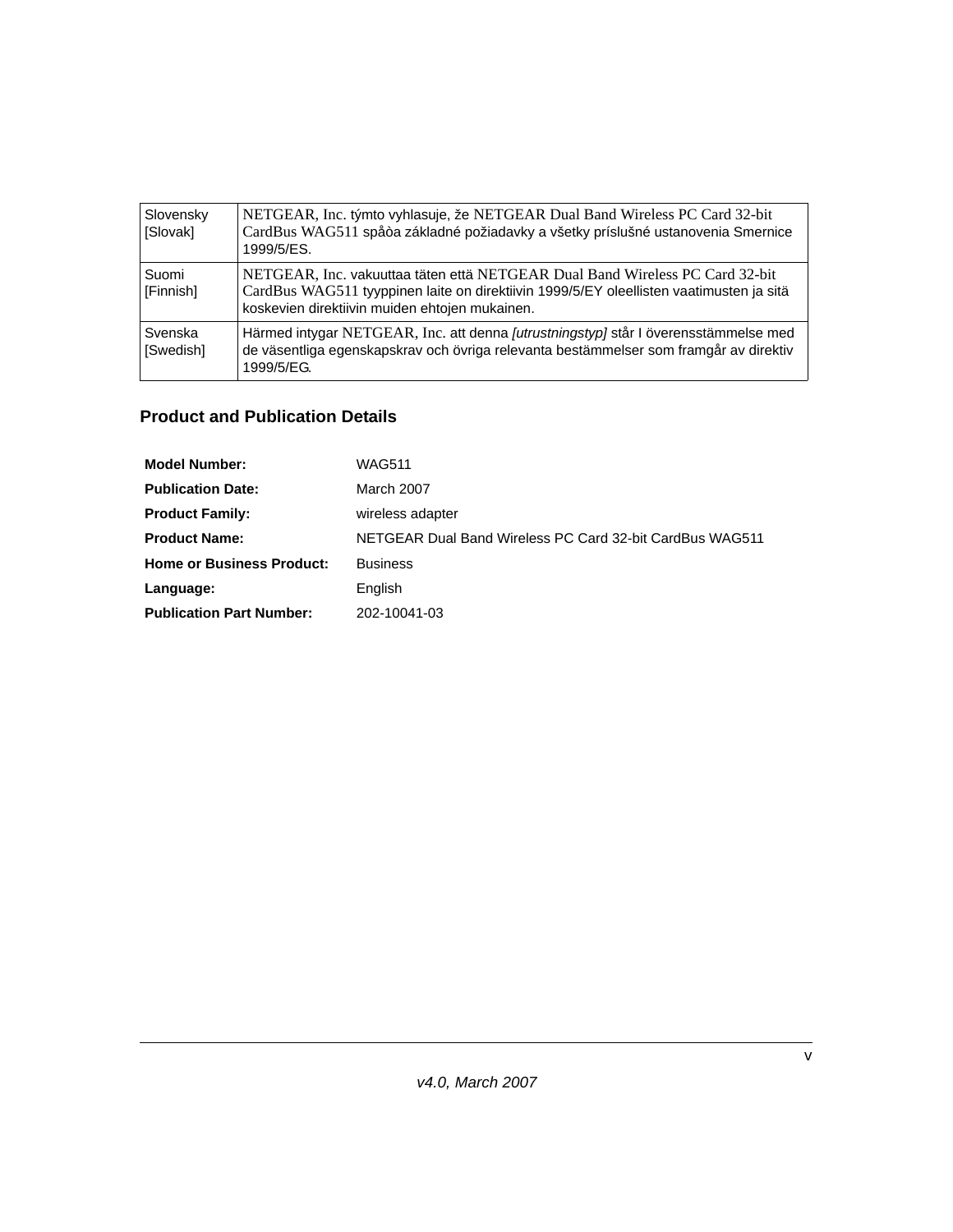| Slovensky [Slovak] | NETGEAR, Inc. týmto vyhlasuje, že NETGEAR Dual Band Wireless PC Card 32-bit CardBus WAG511 spåòa základné požiadavky a všetky príslušné ustanovenia Smernice 1999/5/ES. |
|---|---|
| Suomi [Finnish] | NETGEAR, Inc. vakuuttaa täten että NETGEAR Dual Band Wireless PC Card 32-bit CardBus WAG511 tyyppinen laite on direktiivin 1999/5/EY oleellisten vaatimusten ja sitä koskevien direktiivin muiden ehtojen mukainen. |
| Svenska [Swedish] | Härmed intygar NETGEAR, Inc. att denna *[utrustningstyp]* står I överensstämmelse med de väsentliga egenskapskrav och övriga relevanta bestämmelser som framgår av direktiv 1999/5/EG. |

## Product and Publication Details

| | |
|---|---|
| **Model Number:** | WAG511 |
| **Publication Date:** | March 2007 |
| **Product Family:** | wireless adapter |
| **Product Name:** | NETGEAR Dual Band Wireless PC Card 32-bit CardBus WAG511 |
| **Home or Business Product:** | Business |
| **Language:** | English |
| **Publication Part Number:** | 202-10041-03 |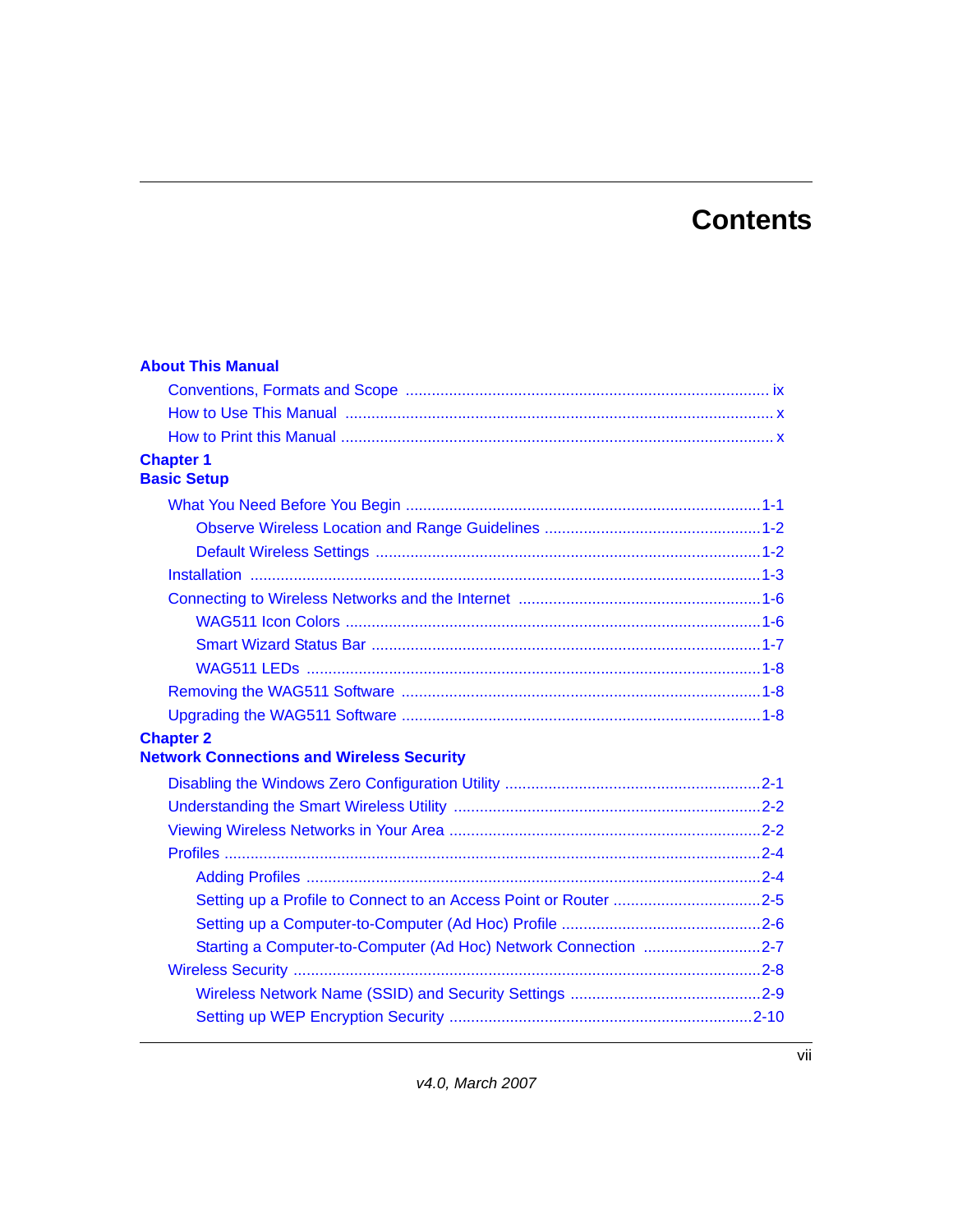# Contents

**About This Manual**

- Conventions, Formats and Scope ............ ix
- How to Use This Manual ............ x
- How to Print this Manual ............ x

**Chapter 1**
**Basic Setup**

- What You Need Before You Begin ............ 1-1
  - Observe Wireless Location and Range Guidelines ............ 1-2
  - Default Wireless Settings ............ 1-2
- Installation ............ 1-3
- Connecting to Wireless Networks and the Internet ............ 1-6
  - WAG511 Icon Colors ............ 1-6
  - Smart Wizard Status Bar ............ 1-7
  - WAG511 LEDs ............ 1-8
- Removing the WAG511 Software ............ 1-8
- Upgrading the WAG511 Software ............ 1-8

**Chapter 2**
**Network Connections and Wireless Security**

- Disabling the Windows Zero Configuration Utility ............ 2-1
- Understanding the Smart Wireless Utility ............ 2-2
- Viewing Wireless Networks in Your Area ............ 2-2
- Profiles ............ 2-4
  - Adding Profiles ............ 2-4
  - Setting up a Profile to Connect to an Access Point or Router ............ 2-5
  - Setting up a Computer-to-Computer (Ad Hoc) Profile ............ 2-6
  - Starting a Computer-to-Computer (Ad Hoc) Network Connection ............ 2-7
- Wireless Security ............ 2-8
  - Wireless Network Name (SSID) and Security Settings ............ 2-9
  - Setting up WEP Encryption Security ............ 2-10

*v4.0, March 2007*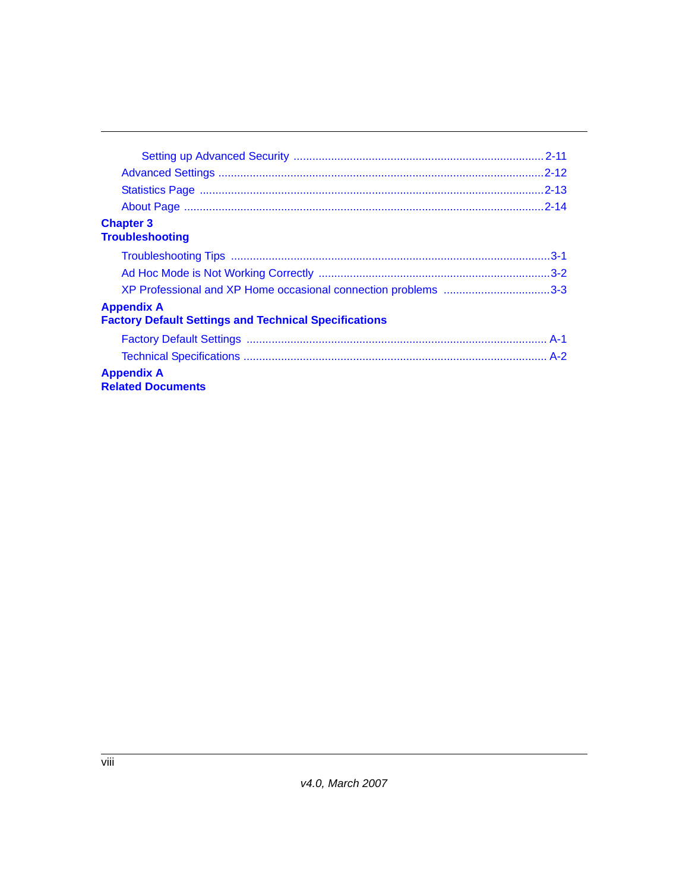Setting up Advanced Security ................................................................................ 2-11

Advanced Settings ........................................................................................................2-12

Statistics Page .............................................................................................................2-13

About Page ..................................................................................................................2-14

**Chapter 3**
**Troubleshooting**

Troubleshooting Tips ......................................................................................................3-1

Ad Hoc Mode is Not Working Correctly ..........................................................................3-2

XP Professional and XP Home occasional connection problems ..................................3-3

**Appendix A**
**Factory Default Settings and Technical Specifications**

Factory Default Settings ................................................................................................ A-1

Technical Specifications ................................................................................................ A-2

**Appendix A**
**Related Documents**

*v4.0, March 2007*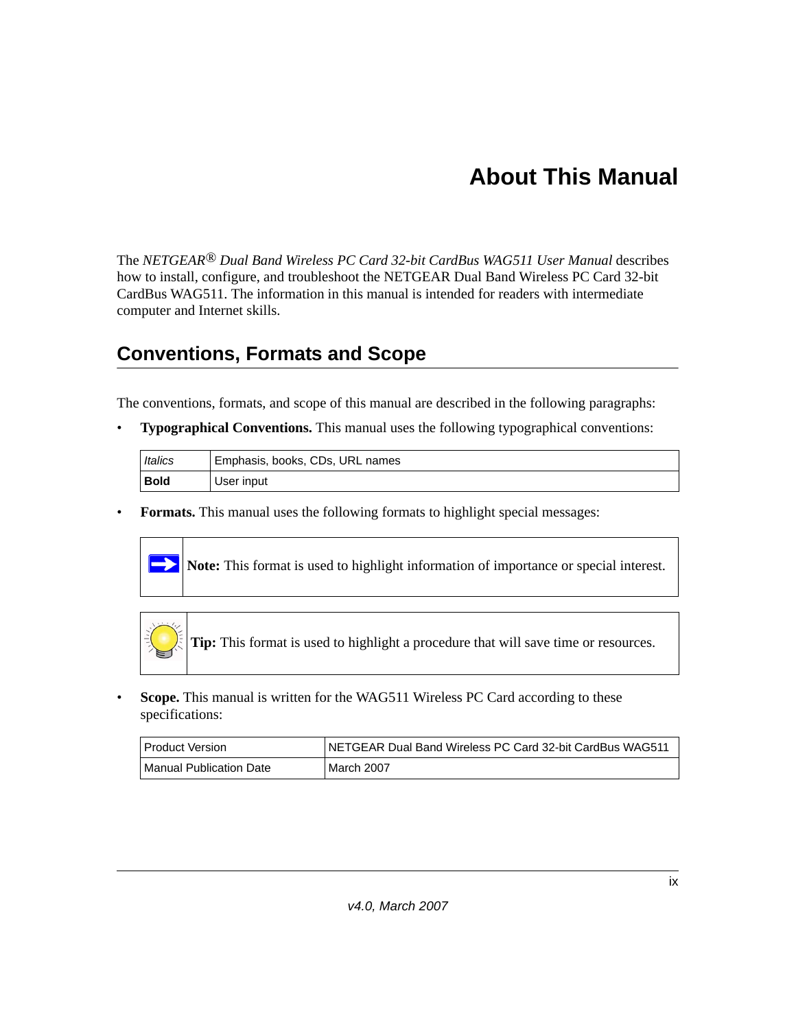# About This Manual

The *NETGEAR® Dual Band Wireless PC Card 32-bit CardBus WAG511 User Manual* describes how to install, configure, and troubleshoot the NETGEAR Dual Band Wireless PC Card 32-bit CardBus WAG511. The information in this manual is intended for readers with intermediate computer and Internet skills.

## Conventions, Formats and Scope

The conventions, formats, and scope of this manual are described in the following paragraphs:

- **Typographical Conventions.** This manual uses the following typographical conventions:

| | |
|---|---|
| *Italics* | Emphasis, books, CDs, URL names |
| **Bold** | User input |

- **Formats.** This manual uses the following formats to highlight special messages:

> **Note:** This format is used to highlight information of importance or special interest.

> **Tip:** This format is used to highlight a procedure that will save time or resources.

- **Scope.** This manual is written for the WAG511 Wireless PC Card according to these specifications:

| | |
|---|---|
| Product Version | NETGEAR Dual Band Wireless PC Card 32-bit CardBus WAG511 |
| Manual Publication Date | March 2007 |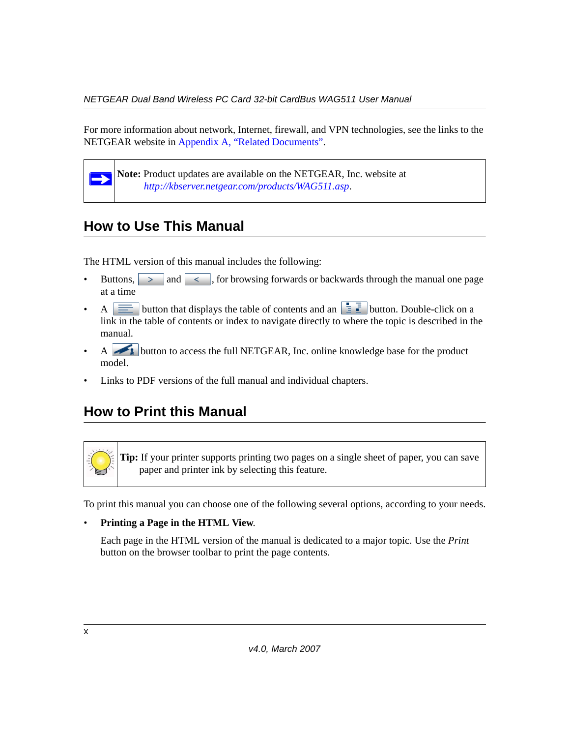For more information about network, Internet, firewall, and VPN technologies, see the links to the NETGEAR website in Appendix A, "Related Documents".

**Note:** Product updates are available on the NETGEAR, Inc. website at *http://kbserver.netgear.com/products/WAG511.asp*.

## How to Use This Manual

The HTML version of this manual includes the following:

- Buttons, > and <, for browsing forwards or backwards through the manual one page at a time
- A button that displays the table of contents and an button. Double-click on a link in the table of contents or index to navigate directly to where the topic is described in the manual.
- A button to access the full NETGEAR, Inc. online knowledge base for the product model.
- Links to PDF versions of the full manual and individual chapters.

## How to Print this Manual

**Tip:** If your printer supports printing two pages on a single sheet of paper, you can save paper and printer ink by selecting this feature.

To print this manual you can choose one of the following several options, according to your needs.

- **Printing a Page in the HTML View**.

  Each page in the HTML version of the manual is dedicated to a major topic. Use the *Print* button on the browser toolbar to print the page contents.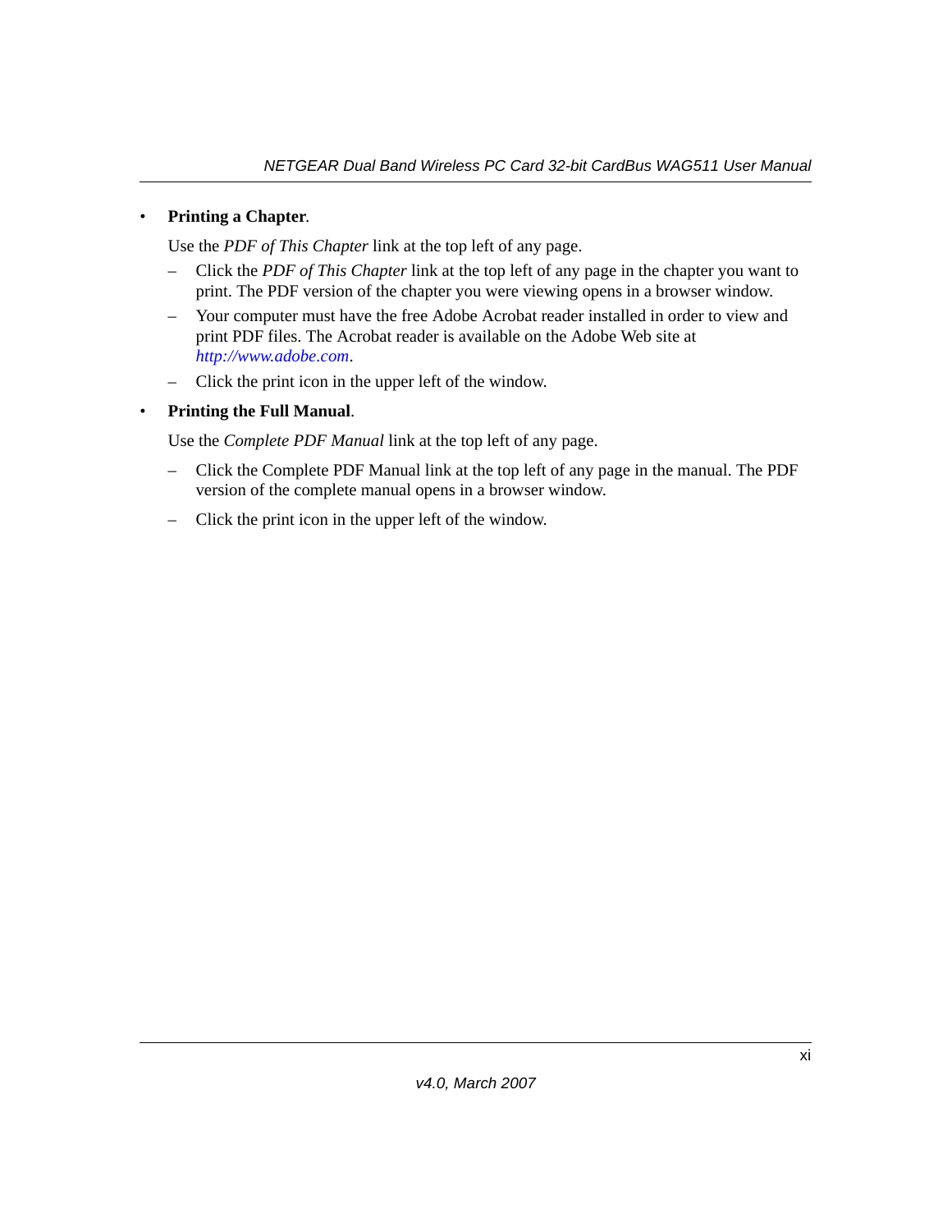- **Printing a Chapter**.

  Use the *PDF of This Chapter* link at the top left of any page.

  – Click the *PDF of This Chapter* link at the top left of any page in the chapter you want to print. The PDF version of the chapter you were viewing opens in a browser window.

  – Your computer must have the free Adobe Acrobat reader installed in order to view and print PDF files. The Acrobat reader is available on the Adobe Web site at *http://www.adobe.com*.

  – Click the print icon in the upper left of the window.

- **Printing the Full Manual**.

  Use the *Complete PDF Manual* link at the top left of any page.

  – Click the Complete PDF Manual link at the top left of any page in the manual. The PDF version of the complete manual opens in a browser window.

  – Click the print icon in the upper left of the window.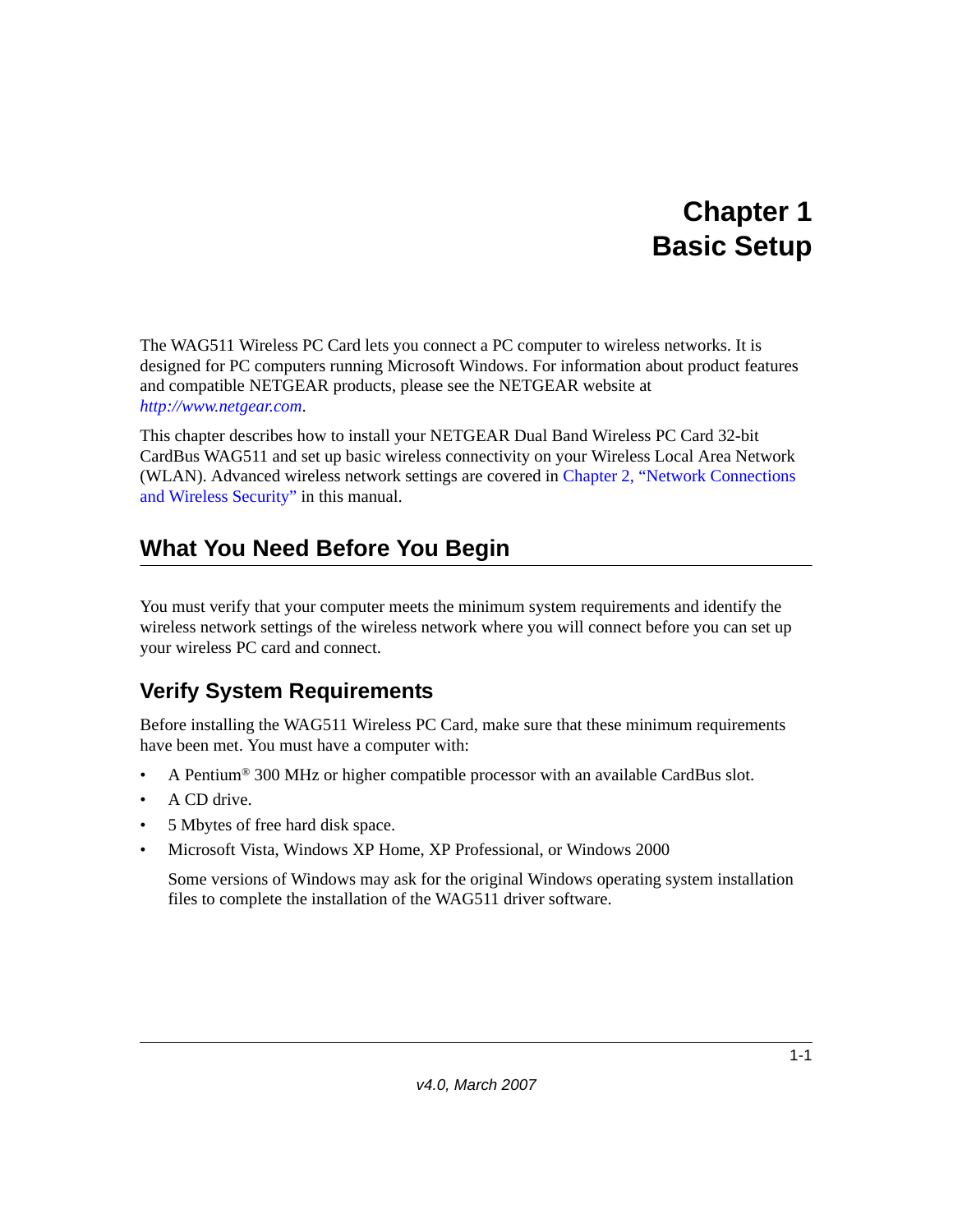# Chapter 1
# Basic Setup

The WAG511 Wireless PC Card lets you connect a PC computer to wireless networks. It is designed for PC computers running Microsoft Windows. For information about product features and compatible NETGEAR products, please see the NETGEAR website at *http://www.netgear.com*.

This chapter describes how to install your NETGEAR Dual Band Wireless PC Card 32-bit CardBus WAG511 and set up basic wireless connectivity on your Wireless Local Area Network (WLAN). Advanced wireless network settings are covered in Chapter 2, "Network Connections and Wireless Security" in this manual.

## What You Need Before You Begin

You must verify that your computer meets the minimum system requirements and identify the wireless network settings of the wireless network where you will connect before you can set up your wireless PC card and connect.

### Verify System Requirements

Before installing the WAG511 Wireless PC Card, make sure that these minimum requirements have been met. You must have a computer with:

- A Pentium® 300 MHz or higher compatible processor with an available CardBus slot.
- A CD drive.
- 5 Mbytes of free hard disk space.
- Microsoft Vista, Windows XP Home, XP Professional, or Windows 2000

  Some versions of Windows may ask for the original Windows operating system installation files to complete the installation of the WAG511 driver software.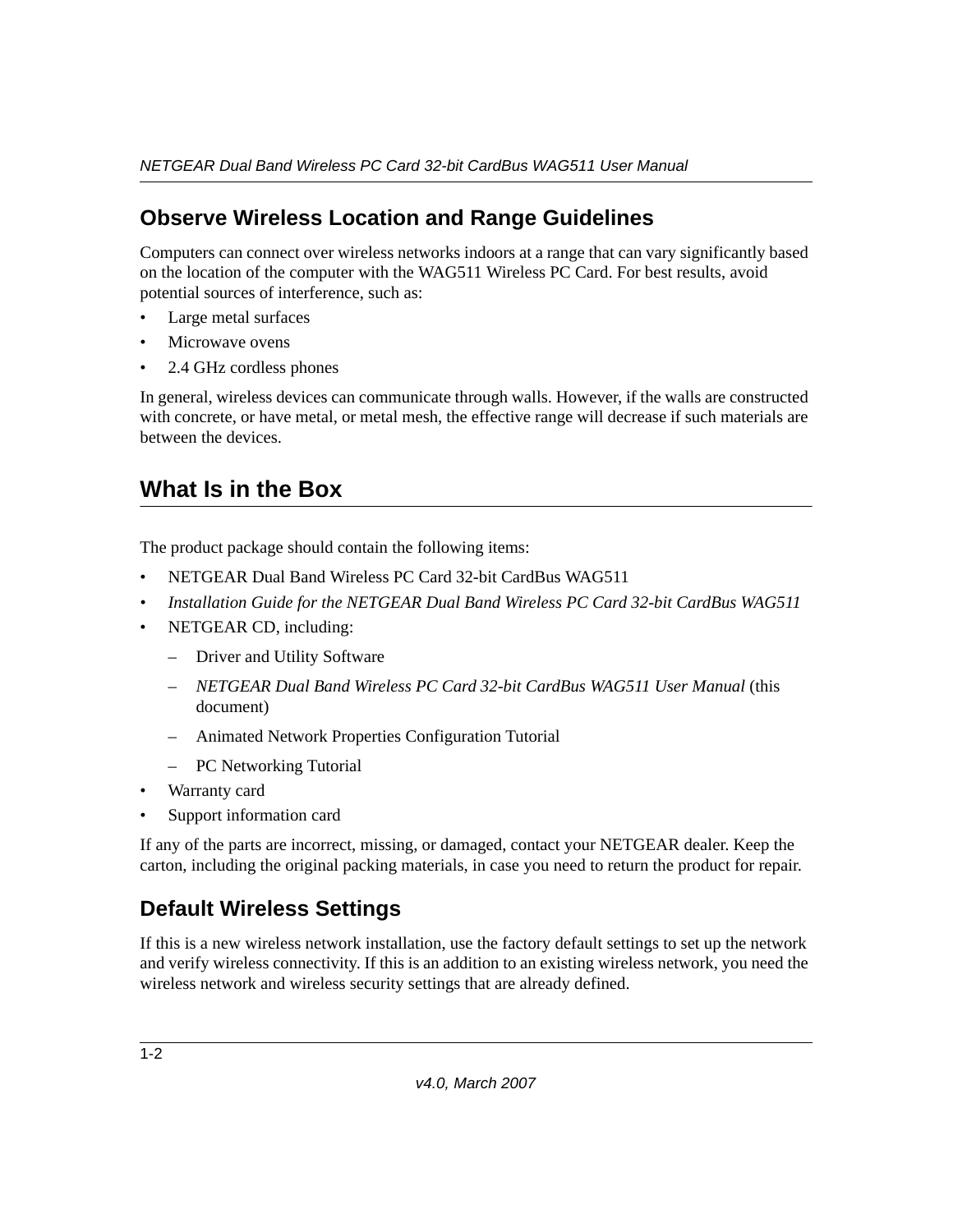## Observe Wireless Location and Range Guidelines

Computers can connect over wireless networks indoors at a range that can vary significantly based on the location of the computer with the WAG511 Wireless PC Card. For best results, avoid potential sources of interference, such as:

- Large metal surfaces
- Microwave ovens
- 2.4 GHz cordless phones

In general, wireless devices can communicate through walls. However, if the walls are constructed with concrete, or have metal, or metal mesh, the effective range will decrease if such materials are between the devices.

## What Is in the Box

The product package should contain the following items:

- NETGEAR Dual Band Wireless PC Card 32-bit CardBus WAG511
- *Installation Guide for the NETGEAR Dual Band Wireless PC Card 32-bit CardBus WAG511*
- NETGEAR CD, including:
  - Driver and Utility Software
  - *NETGEAR Dual Band Wireless PC Card 32-bit CardBus WAG511 User Manual* (this document)
  - Animated Network Properties Configuration Tutorial
  - PC Networking Tutorial
- Warranty card
- Support information card

If any of the parts are incorrect, missing, or damaged, contact your NETGEAR dealer. Keep the carton, including the original packing materials, in case you need to return the product for repair.

## Default Wireless Settings

If this is a new wireless network installation, use the factory default settings to set up the network and verify wireless connectivity. If this is an addition to an existing wireless network, you need the wireless network and wireless security settings that are already defined.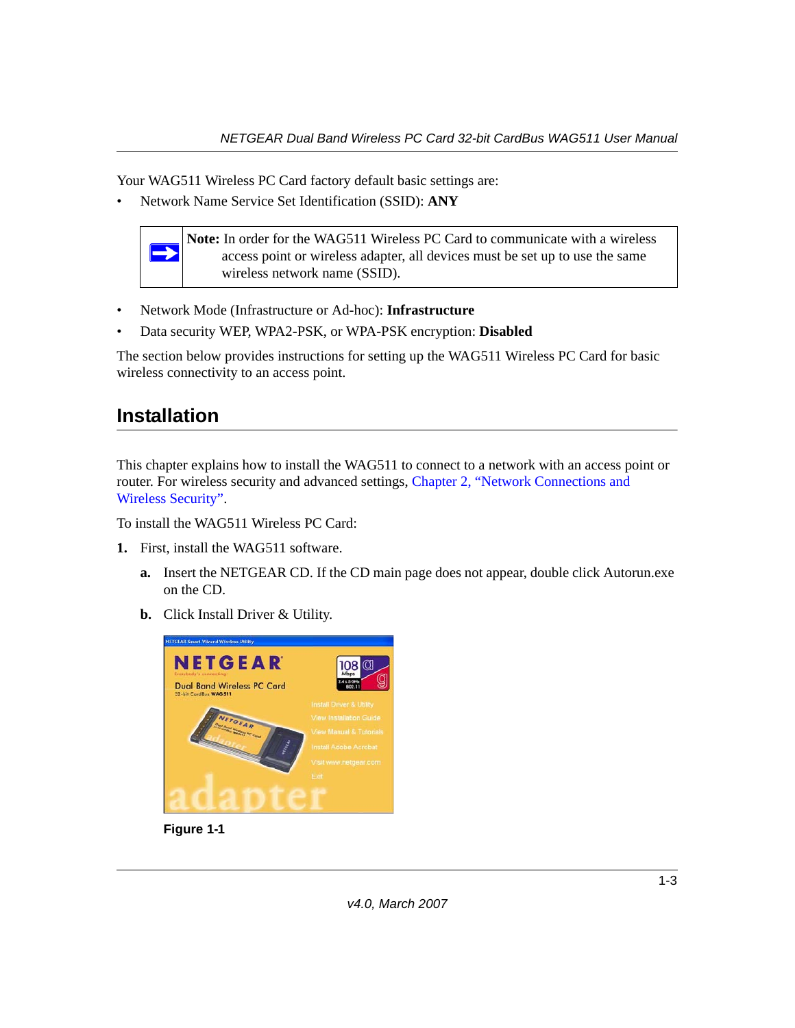Your WAG511 Wireless PC Card factory default basic settings are:

- Network Name Service Set Identification (SSID): **ANY**

> **Note:** In order for the WAG511 Wireless PC Card to communicate with a wireless access point or wireless adapter, all devices must be set up to use the same wireless network name (SSID).

- Network Mode (Infrastructure or Ad-hoc): **Infrastructure**
- Data security WEP, WPA2-PSK, or WPA-PSK encryption: **Disabled**

The section below provides instructions for setting up the WAG511 Wireless PC Card for basic wireless connectivity to an access point.

## Installation

This chapter explains how to install the WAG511 to connect to a network with an access point or router. For wireless security and advanced settings, Chapter 2, "Network Connections and Wireless Security".

To install the WAG511 Wireless PC Card:

1. First, install the WAG511 software.
   a. Insert the NETGEAR CD. If the CD main page does not appear, double click Autorun.exe on the CD.
   b. Click Install Driver & Utility.

**Figure 1-1**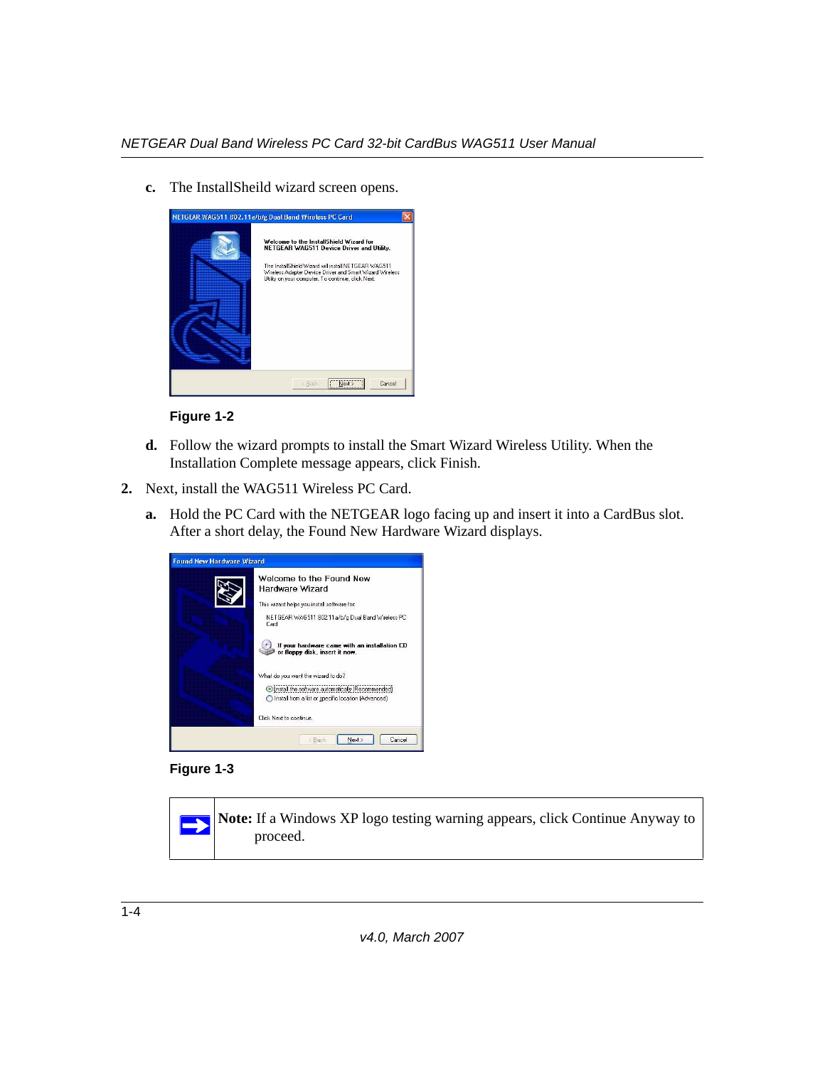c. The InstallSheild wizard screen opens.

**Figure 1-2**

d. Follow the wizard prompts to install the Smart Wizard Wireless Utility. When the Installation Complete message appears, click Finish.

2. Next, install the WAG511 Wireless PC Card.

   a. Hold the PC Card with the NETGEAR logo facing up and insert it into a CardBus slot. After a short delay, the Found New Hardware Wizard displays.

**Figure 1-3**

> **Note:** If a Windows XP logo testing warning appears, click Continue Anyway to proceed.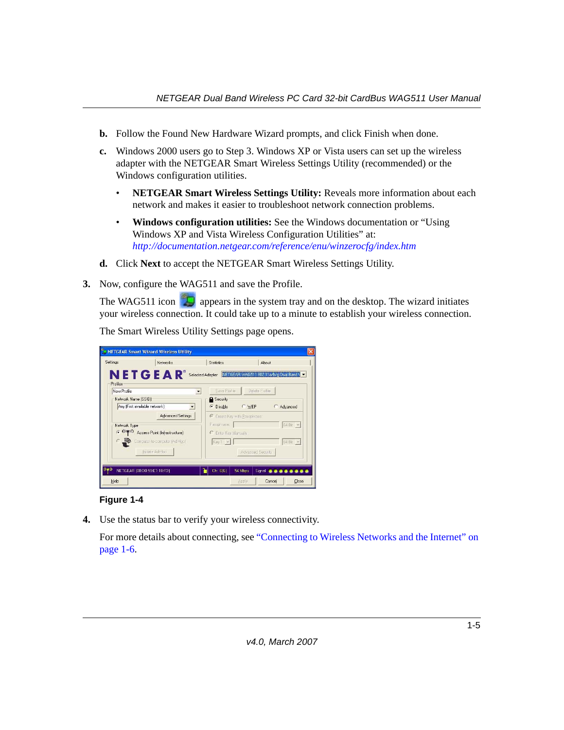b. Follow the Found New Hardware Wizard prompts, and click Finish when done.

c. Windows 2000 users go to Step 3. Windows XP or Vista users can set up the wireless adapter with the NETGEAR Smart Wireless Settings Utility (recommended) or the Windows configuration utilities.

   - **NETGEAR Smart Wireless Settings Utility:** Reveals more information about each network and makes it easier to troubleshoot network connection problems.
   - **Windows configuration utilities:** See the Windows documentation or "Using Windows XP and Vista Wireless Configuration Utilities" at: *http://documentation.netgear.com/reference/enu/winzerocfg/index.htm*

d. Click **Next** to accept the NETGEAR Smart Wireless Settings Utility.

3. Now, configure the WAG511 and save the Profile.

   The WAG511 icon appears in the system tray and on the desktop. The wizard initiates your wireless connection. It could take up to a minute to establish your wireless connection.

   The Smart Wireless Utility Settings page opens.

   **Figure 1-4**

4. Use the status bar to verify your wireless connectivity.

   For more details about connecting, see "Connecting to Wireless Networks and the Internet" on page 1-6.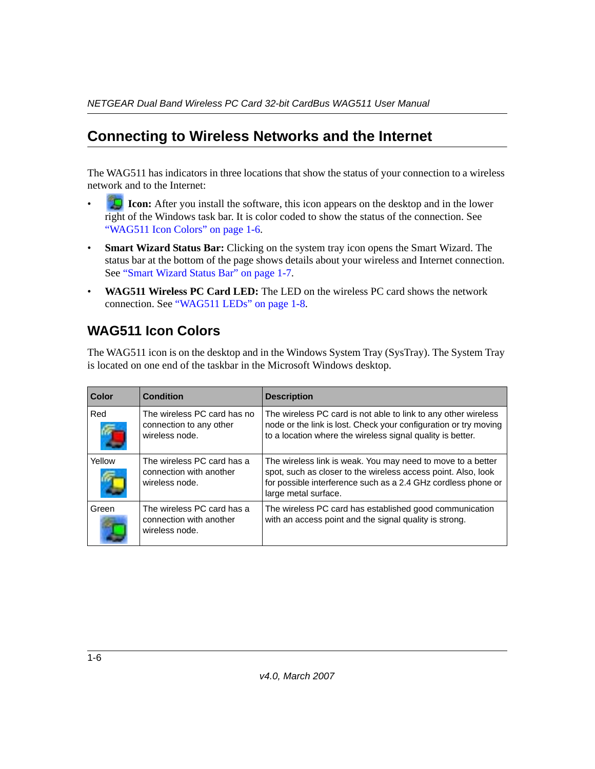## Connecting to Wireless Networks and the Internet

The WAG511 has indicators in three locations that show the status of your connection to a wireless network and to the Internet:

- **Icon:** After you install the software, this icon appears on the desktop and in the lower right of the Windows task bar. It is color coded to show the status of the connection. See "WAG511 Icon Colors" on page 1-6.
- **Smart Wizard Status Bar:** Clicking on the system tray icon opens the Smart Wizard. The status bar at the bottom of the page shows details about your wireless and Internet connection. See "Smart Wizard Status Bar" on page 1-7.
- **WAG511 Wireless PC Card LED:** The LED on the wireless PC card shows the network connection. See "WAG511 LEDs" on page 1-8.

### WAG511 Icon Colors

The WAG511 icon is on the desktop and in the Windows System Tray (SysTray). The System Tray is located on one end of the taskbar in the Microsoft Windows desktop.

| Color | Condition | Description |
|---|---|---|
| Red | The wireless PC card has no connection to any other wireless node. | The wireless PC card is not able to link to any other wireless node or the link is lost. Check your configuration or try moving to a location where the wireless signal quality is better. |
| Yellow | The wireless PC card has a connection with another wireless node. | The wireless link is weak. You may need to move to a better spot, such as closer to the wireless access point. Also, look for possible interference such as a 2.4 GHz cordless phone or large metal surface. |
| Green | The wireless PC card has a connection with another wireless node. | The wireless PC card has established good communication with an access point and the signal quality is strong. |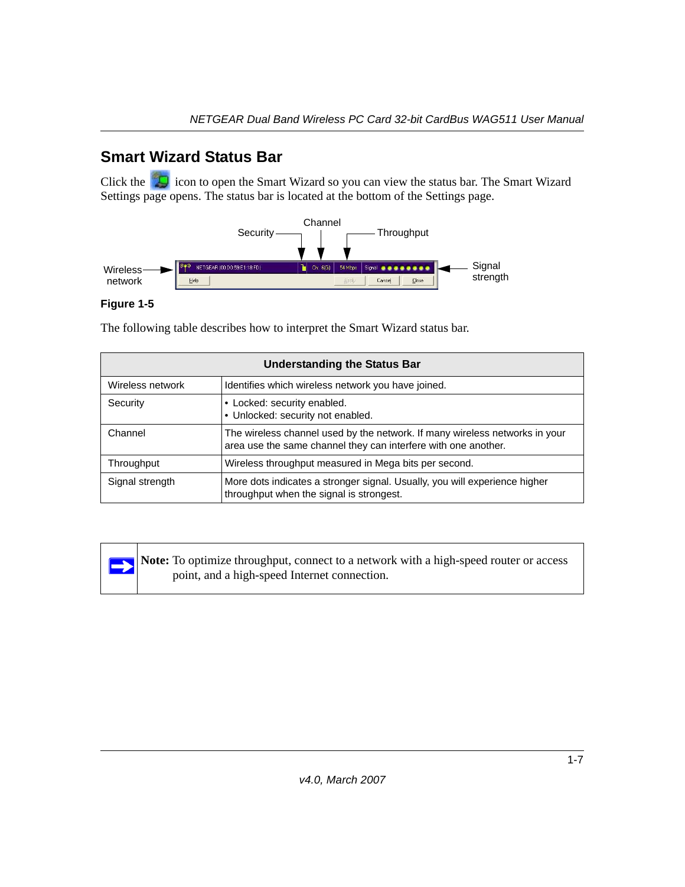## Smart Wizard Status Bar

Click the icon to open the Smart Wizard so you can view the status bar. The Smart Wizard Settings page opens. The status bar is located at the bottom of the Settings page.

**Figure 1-5**

The following table describes how to interpret the Smart Wizard status bar.

| Understanding the Status Bar | |
|---|---|
| Wireless network | Identifies which wireless network you have joined. |
| Security | • Locked: security enabled.<br>• Unlocked: security not enabled. |
| Channel | The wireless channel used by the network. If many wireless networks in your area use the same channel they can interfere with one another. |
| Throughput | Wireless throughput measured in Mega bits per second. |
| Signal strength | More dots indicates a stronger signal. Usually, you will experience higher throughput when the signal is strongest. |

**Note:** To optimize throughput, connect to a network with a high-speed router or access point, and a high-speed Internet connection.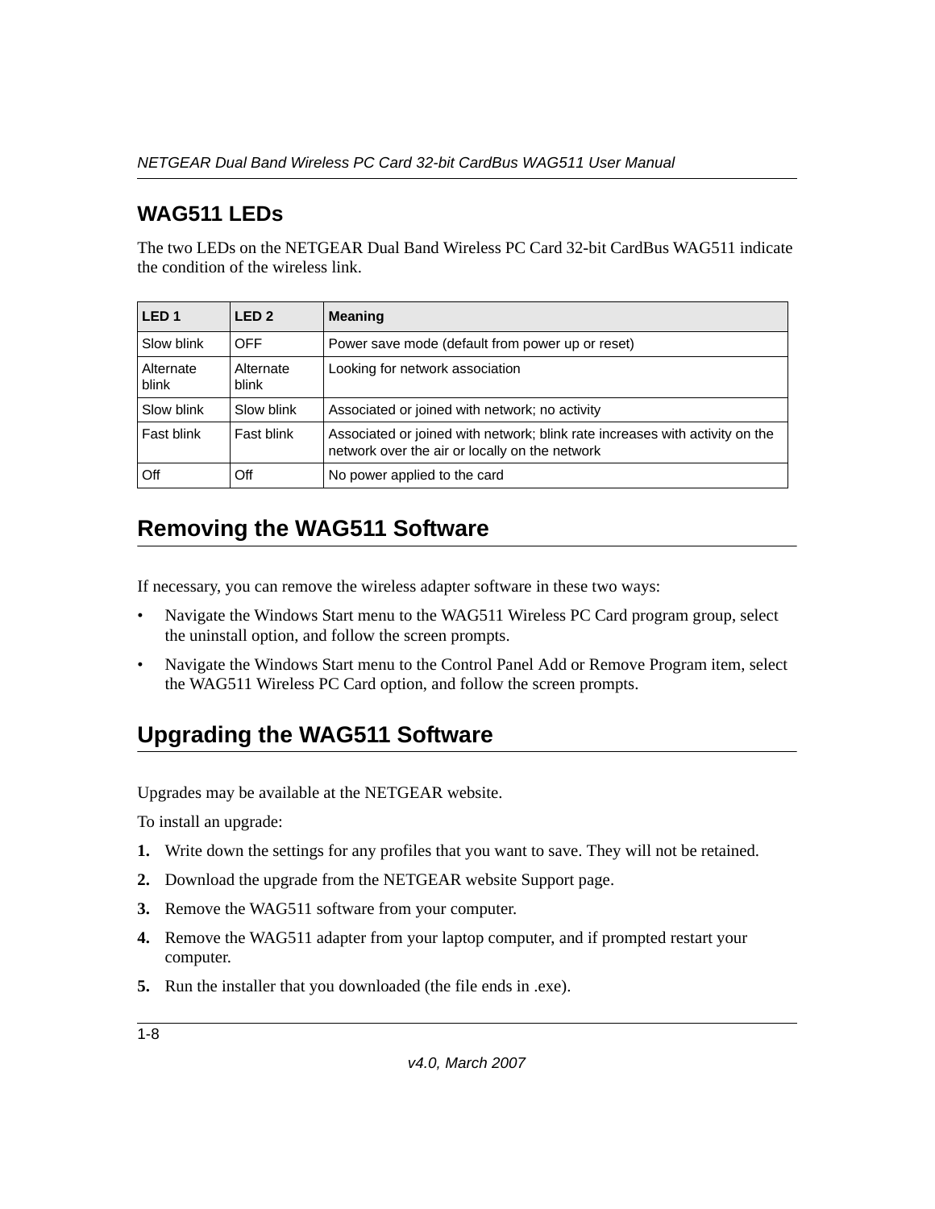## WAG511 LEDs

The two LEDs on the NETGEAR Dual Band Wireless PC Card 32-bit CardBus WAG511 indicate the condition of the wireless link.

| LED 1 | LED 2 | Meaning |
|---|---|---|
| Slow blink | OFF | Power save mode (default from power up or reset) |
| Alternate blink | Alternate blink | Looking for network association |
| Slow blink | Slow blink | Associated or joined with network; no activity |
| Fast blink | Fast blink | Associated or joined with network; blink rate increases with activity on the network over the air or locally on the network |
| Off | Off | No power applied to the card |

## Removing the WAG511 Software

If necessary, you can remove the wireless adapter software in these two ways:

- Navigate the Windows Start menu to the WAG511 Wireless PC Card program group, select the uninstall option, and follow the screen prompts.
- Navigate the Windows Start menu to the Control Panel Add or Remove Program item, select the WAG511 Wireless PC Card option, and follow the screen prompts.

## Upgrading the WAG511 Software

Upgrades may be available at the NETGEAR website.

To install an upgrade:

1. Write down the settings for any profiles that you want to save. They will not be retained.
2. Download the upgrade from the NETGEAR website Support page.
3. Remove the WAG511 software from your computer.
4. Remove the WAG511 adapter from your laptop computer, and if prompted restart your computer.
5. Run the installer that you downloaded (the file ends in .exe).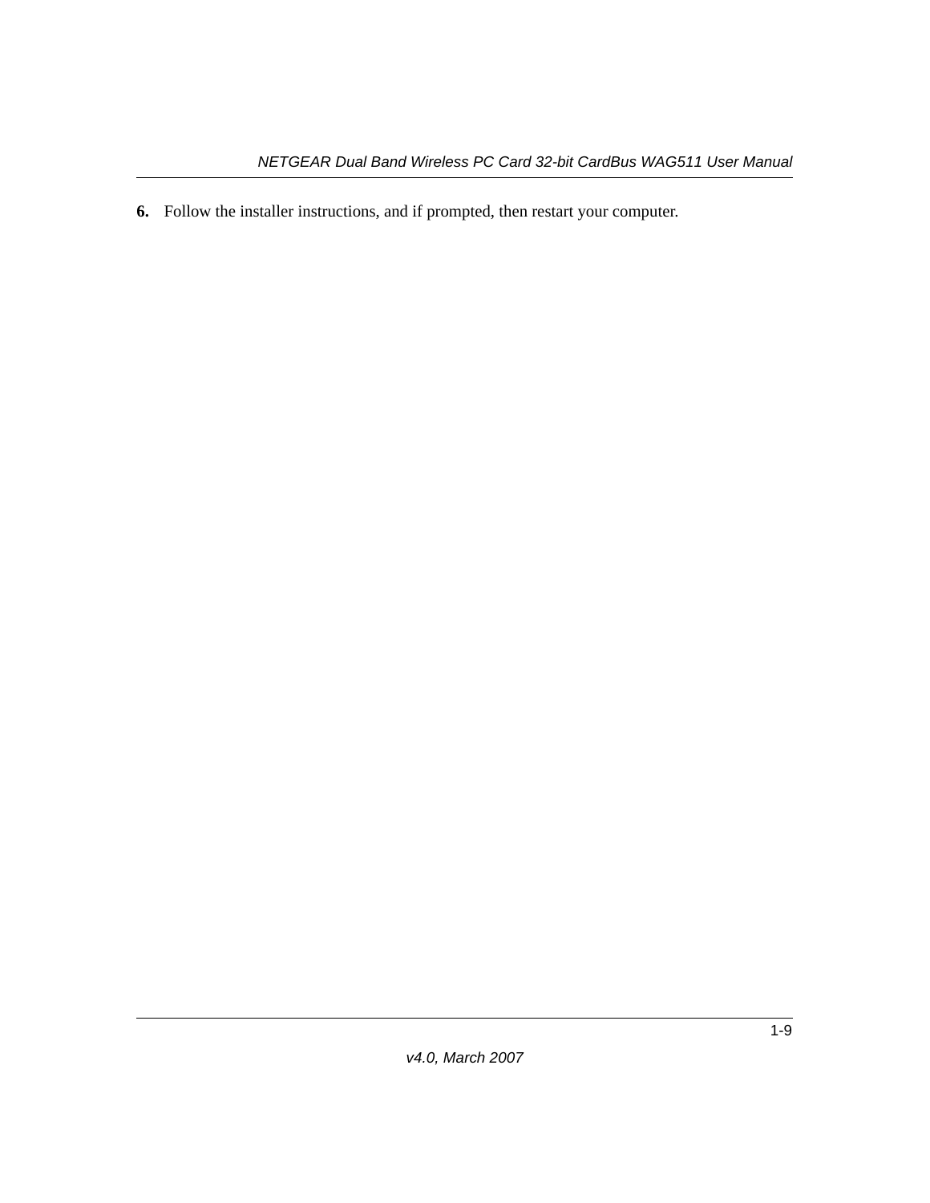6. Follow the installer instructions, and if prompted, then restart your computer.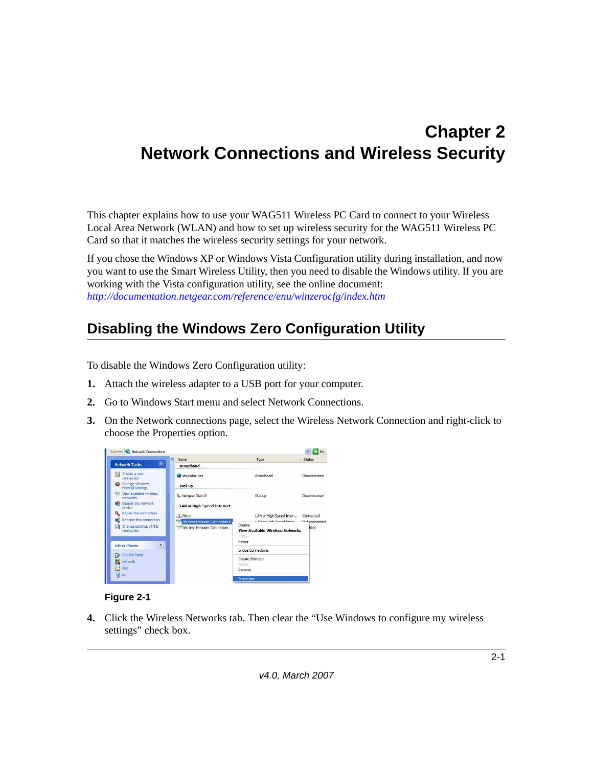# Chapter 2
# Network Connections and Wireless Security

This chapter explains how to use your WAG511 Wireless PC Card to connect to your Wireless Local Area Network (WLAN) and how to set up wireless security for the WAG511 Wireless PC Card so that it matches the wireless security settings for your network.

If you chose the Windows XP or Windows Vista Configuration utility during installation, and now you want to use the Smart Wireless Utility, then you need to disable the Windows utility. If you are working with the Vista configuration utility, see the online document: *http://documentation.netgear.com/reference/enu/winzerocfg/index.htm*

## Disabling the Windows Zero Configuration Utility

To disable the Windows Zero Configuration utility:

1. Attach the wireless adapter to a USB port for your computer.
2. Go to Windows Start menu and select Network Connections.
3. On the Network connections page, select the Wireless Network Connection and right-click to choose the Properties option.

**Figure 2-1**

4. Click the Wireless Networks tab. Then clear the “Use Windows to configure my wireless settings” check box.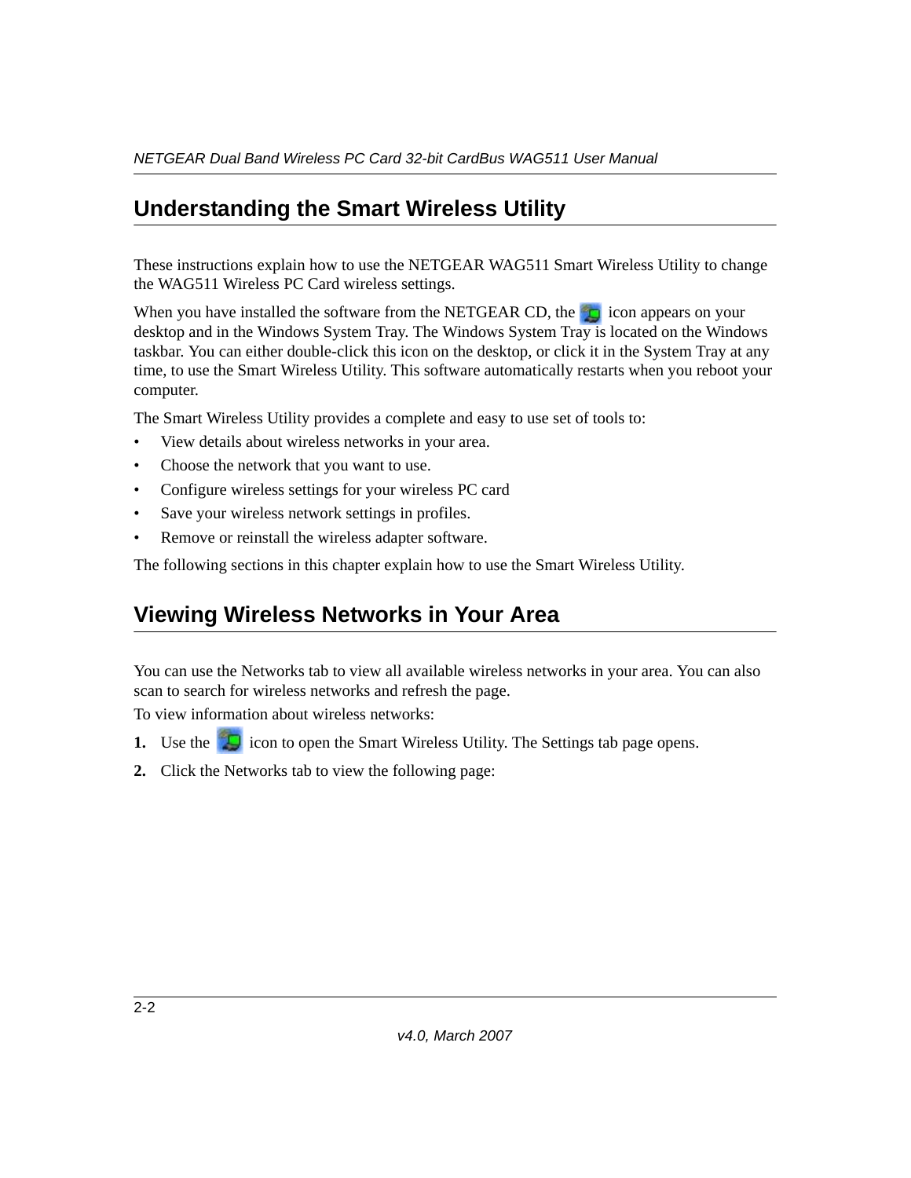## Understanding the Smart Wireless Utility

These instructions explain how to use the NETGEAR WAG511 Smart Wireless Utility to change the WAG511 Wireless PC Card wireless settings.

When you have installed the software from the NETGEAR CD, the icon appears on your desktop and in the Windows System Tray. The Windows System Tray is located on the Windows taskbar. You can either double-click this icon on the desktop, or click it in the System Tray at any time, to use the Smart Wireless Utility. This software automatically restarts when you reboot your computer.

The Smart Wireless Utility provides a complete and easy to use set of tools to:

- View details about wireless networks in your area.
- Choose the network that you want to use.
- Configure wireless settings for your wireless PC card
- Save your wireless network settings in profiles.
- Remove or reinstall the wireless adapter software.

The following sections in this chapter explain how to use the Smart Wireless Utility.

## Viewing Wireless Networks in Your Area

You can use the Networks tab to view all available wireless networks in your area. You can also scan to search for wireless networks and refresh the page.

To view information about wireless networks:

1. Use the icon to open the Smart Wireless Utility. The Settings tab page opens.
2. Click the Networks tab to view the following page: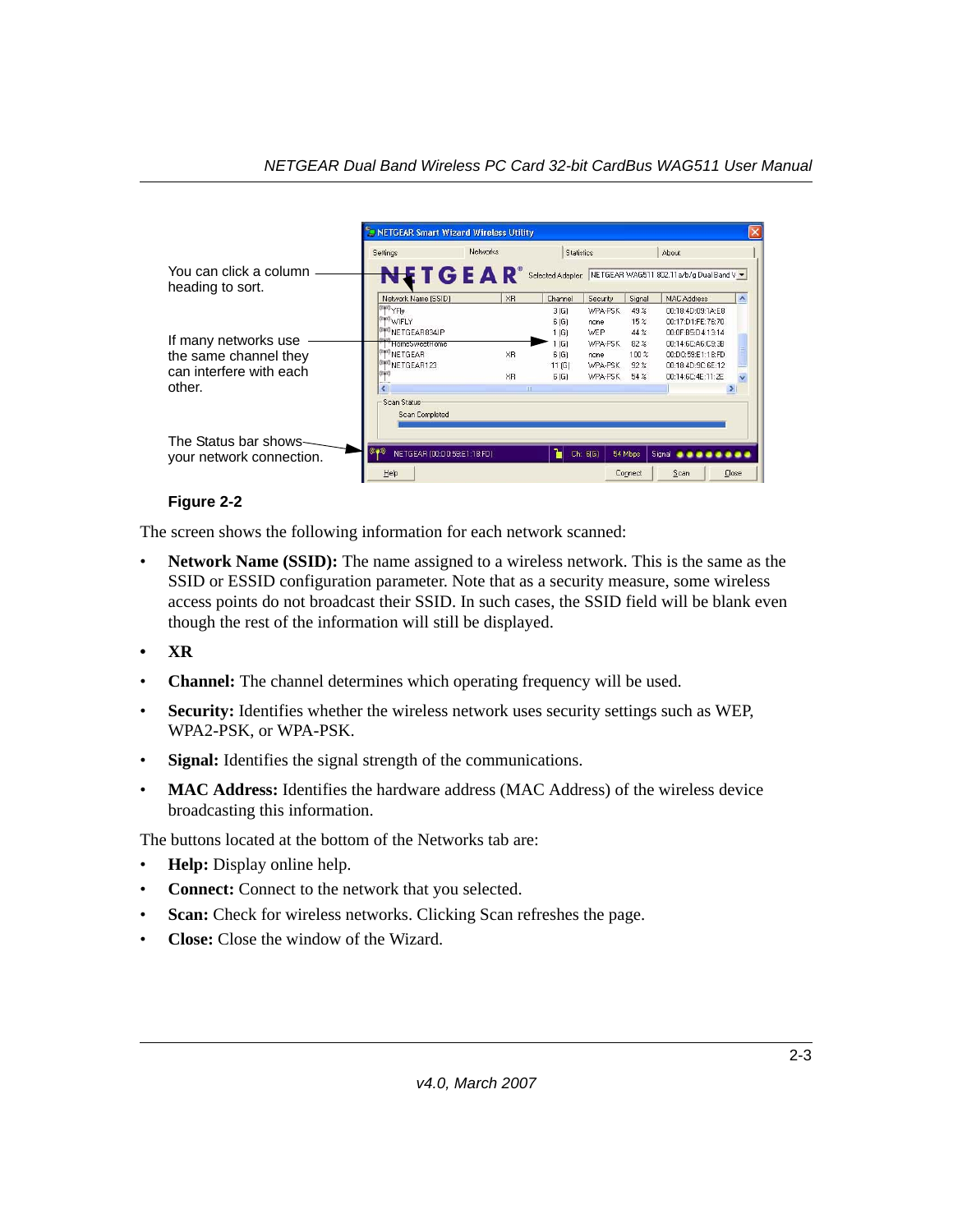You can click a column heading to sort.

If many networks use the same channel they can interfere with each other.

The Status bar shows your network connection.

**Figure 2-2**

The screen shows the following information for each network scanned:

- **Network Name (SSID):** The name assigned to a wireless network. This is the same as the SSID or ESSID configuration parameter. Note that as a security measure, some wireless access points do not broadcast their SSID. In such cases, the SSID field will be blank even though the rest of the information will still be displayed.
- **XR**
- **Channel:** The channel determines which operating frequency will be used.
- **Security:** Identifies whether the wireless network uses security settings such as WEP, WPA2-PSK, or WPA-PSK.
- **Signal:** Identifies the signal strength of the communications.
- **MAC Address:** Identifies the hardware address (MAC Address) of the wireless device broadcasting this information.

The buttons located at the bottom of the Networks tab are:

- **Help:** Display online help.
- **Connect:** Connect to the network that you selected.
- **Scan:** Check for wireless networks. Clicking Scan refreshes the page.
- **Close:** Close the window of the Wizard.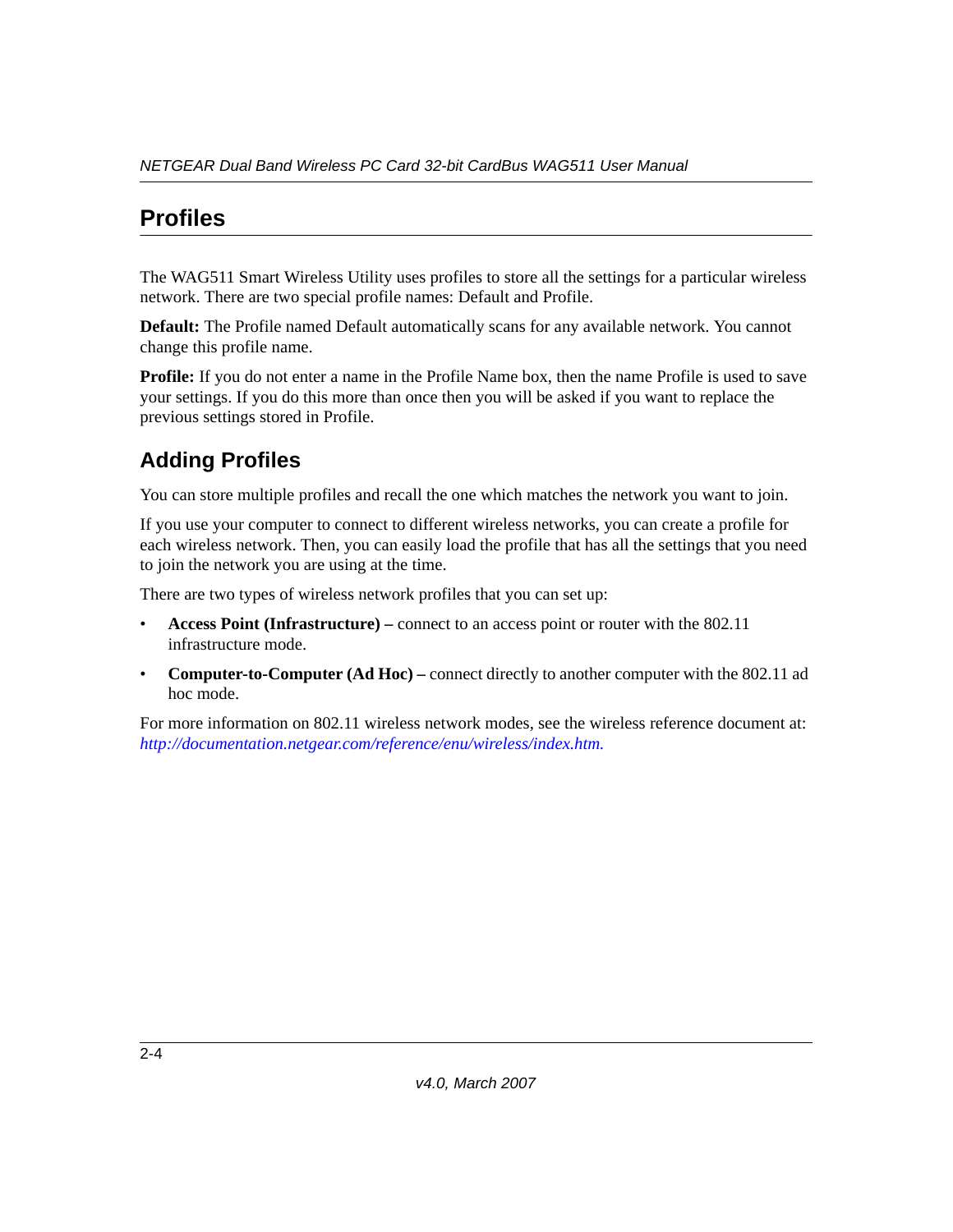## Profiles

The WAG511 Smart Wireless Utility uses profiles to store all the settings for a particular wireless network. There are two special profile names: Default and Profile.

**Default:** The Profile named Default automatically scans for any available network. You cannot change this profile name.

**Profile:** If you do not enter a name in the Profile Name box, then the name Profile is used to save your settings. If you do this more than once then you will be asked if you want to replace the previous settings stored in Profile.

### Adding Profiles

You can store multiple profiles and recall the one which matches the network you want to join.

If you use your computer to connect to different wireless networks, you can create a profile for each wireless network. Then, you can easily load the profile that has all the settings that you need to join the network you are using at the time.

There are two types of wireless network profiles that you can set up:

- **Access Point (Infrastructure) –** connect to an access point or router with the 802.11 infrastructure mode.
- **Computer-to-Computer (Ad Hoc) –** connect directly to another computer with the 802.11 ad hoc mode.

For more information on 802.11 wireless network modes, see the wireless reference document at: *http://documentation.netgear.com/reference/enu/wireless/index.htm.*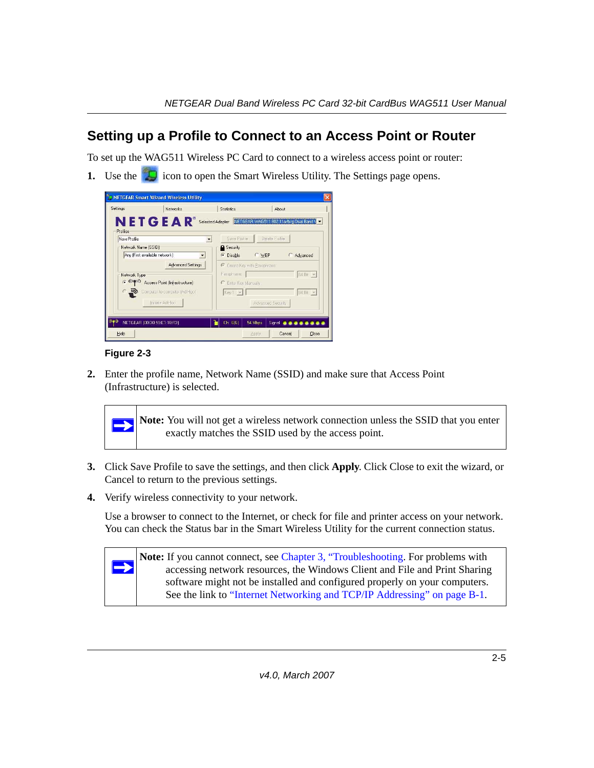## Setting up a Profile to Connect to an Access Point or Router

To set up the WAG511 Wireless PC Card to connect to a wireless access point or router:

1. Use the icon to open the Smart Wireless Utility. The Settings page opens.

**Figure 2-3**

2. Enter the profile name, Network Name (SSID) and make sure that Access Point (Infrastructure) is selected.

> **Note:** You will not get a wireless network connection unless the SSID that you enter exactly matches the SSID used by the access point.

3. Click Save Profile to save the settings, and then click **Apply**. Click Close to exit the wizard, or Cancel to return to the previous settings.

4. Verify wireless connectivity to your network.

   Use a browser to connect to the Internet, or check for file and printer access on your network. You can check the Status bar in the Smart Wireless Utility for the current connection status.

> **Note:** If you cannot connect, see Chapter 3, "Troubleshooting. For problems with accessing network resources, the Windows Client and File and Print Sharing software might not be installed and configured properly on your computers. See the link to "Internet Networking and TCP/IP Addressing" on page B-1.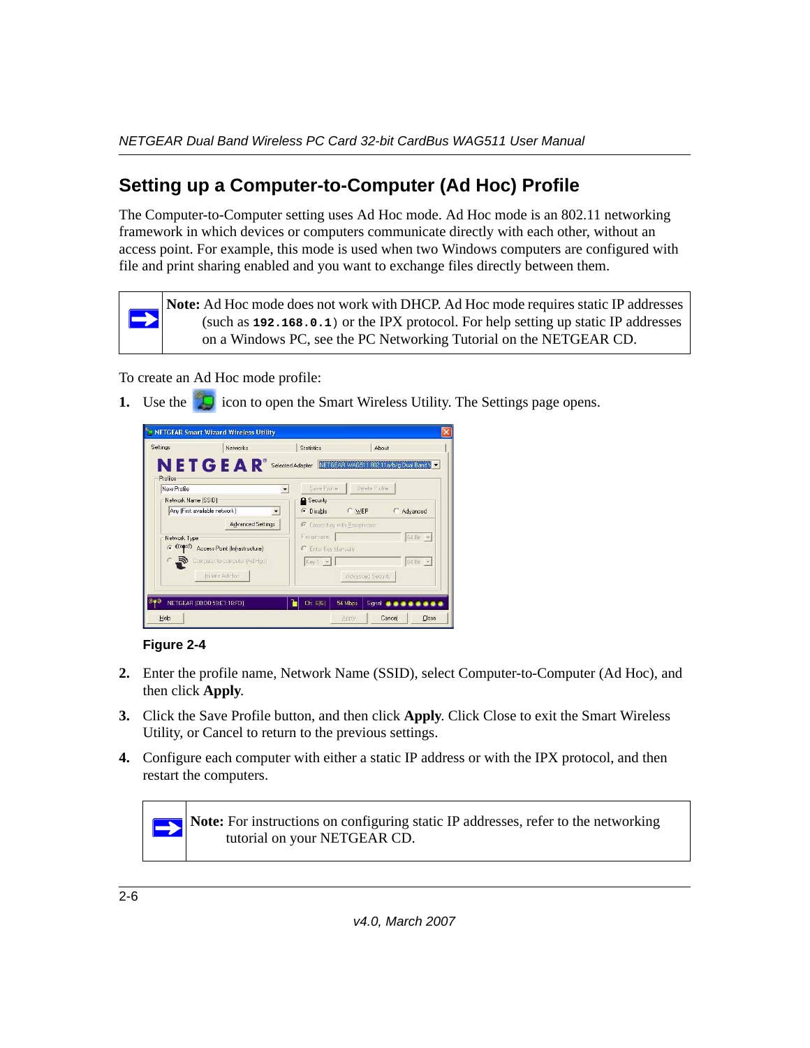## Setting up a Computer-to-Computer (Ad Hoc) Profile

The Computer-to-Computer setting uses Ad Hoc mode. Ad Hoc mode is an 802.11 networking framework in which devices or computers communicate directly with each other, without an access point. For example, this mode is used when two Windows computers are configured with file and print sharing enabled and you want to exchange files directly between them.

> **Note:** Ad Hoc mode does not work with DHCP. Ad Hoc mode requires static IP addresses (such as **192.168.0.1**) or the IPX protocol. For help setting up static IP addresses on a Windows PC, see the PC Networking Tutorial on the NETGEAR CD.

To create an Ad Hoc mode profile:

1. Use the icon to open the Smart Wireless Utility. The Settings page opens.

**Figure 2-4**

2. Enter the profile name, Network Name (SSID), select Computer-to-Computer (Ad Hoc), and then click **Apply**.
3. Click the Save Profile button, and then click **Apply**. Click Close to exit the Smart Wireless Utility, or Cancel to return to the previous settings.
4. Configure each computer with either a static IP address or with the IPX protocol, and then restart the computers.

> **Note:** For instructions on configuring static IP addresses, refer to the networking tutorial on your NETGEAR CD.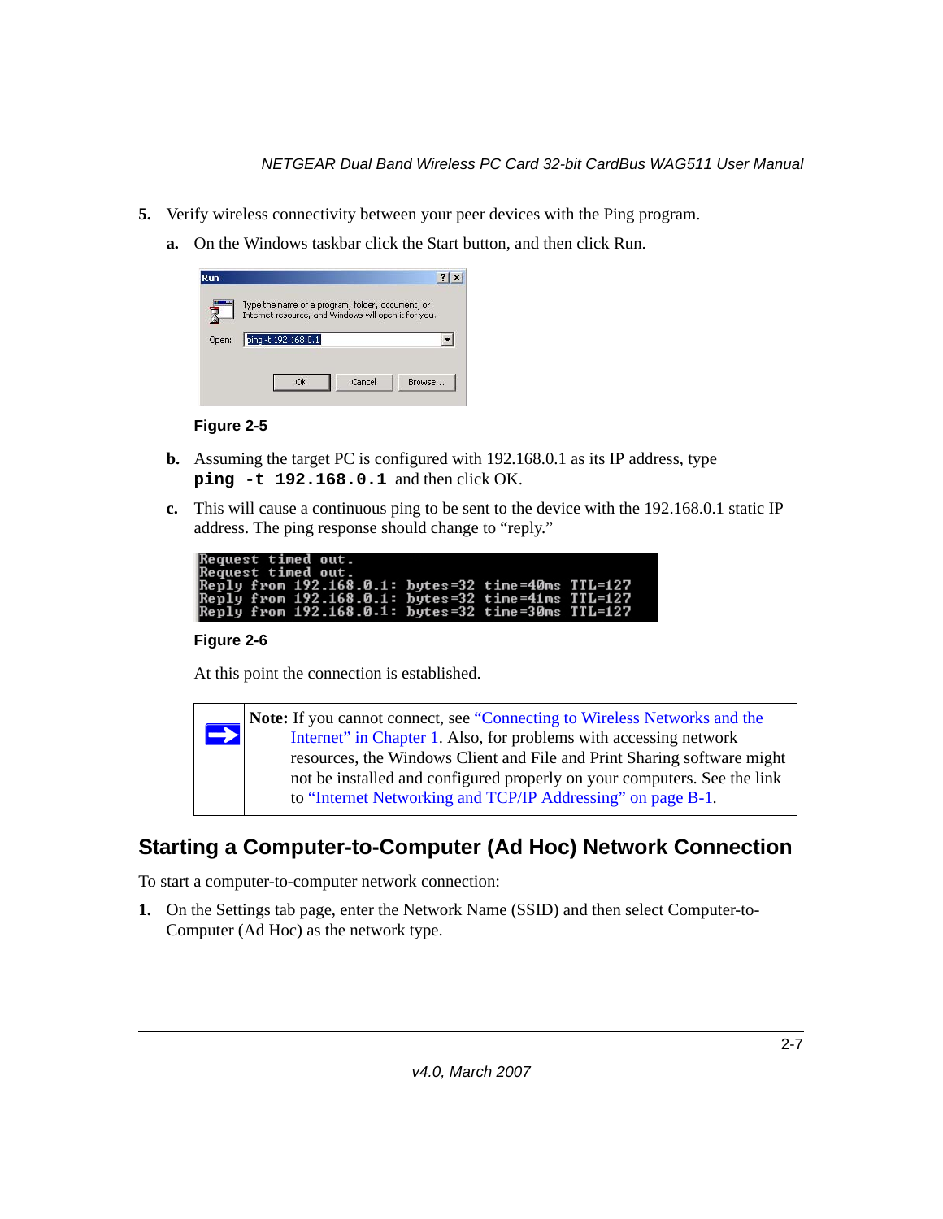5. Verify wireless connectivity between your peer devices with the Ping program.

   a. On the Windows taskbar click the Start button, and then click Run.

   Figure 2-5

   b. Assuming the target PC is configured with 192.168.0.1 as its IP address, type **`ping -t 192.168.0.1`** and then click OK.

   c. This will cause a continuous ping to be sent to the device with the 192.168.0.1 static IP address. The ping response should change to "reply."

```
Request timed out.
Request timed out.
Reply from 192.168.0.1: bytes=32 time=40ms TTL=127
Reply from 192.168.0.1: bytes=32 time=41ms TTL=127
Reply from 192.168.0.1: bytes=32 time=30ms TTL=127
```

   Figure 2-6

   At this point the connection is established.

> **Note:** If you cannot connect, see "Connecting to Wireless Networks and the Internet" in Chapter 1. Also, for problems with accessing network resources, the Windows Client and File and Print Sharing software might not be installed and configured properly on your computers. See the link to "Internet Networking and TCP/IP Addressing" on page B-1.

## Starting a Computer-to-Computer (Ad Hoc) Network Connection

To start a computer-to-computer network connection:

1. On the Settings tab page, enter the Network Name (SSID) and then select Computer-to-Computer (Ad Hoc) as the network type.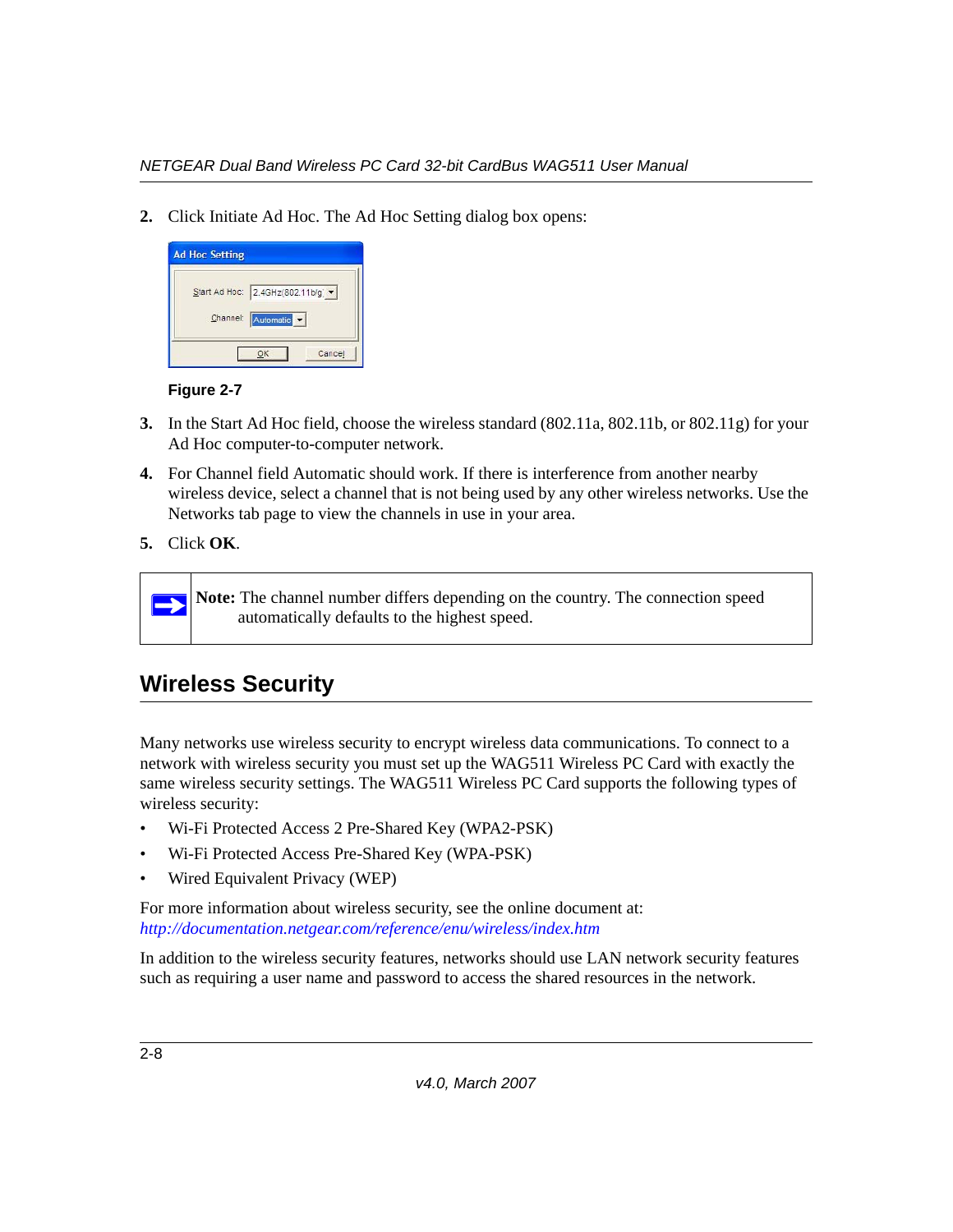2. Click Initiate Ad Hoc. The Ad Hoc Setting dialog box opens:

**Figure 2-7**

3. In the Start Ad Hoc field, choose the wireless standard (802.11a, 802.11b, or 802.11g) for your Ad Hoc computer-to-computer network.
4. For Channel field Automatic should work. If there is interference from another nearby wireless device, select a channel that is not being used by any other wireless networks. Use the Networks tab page to view the channels in use in your area.
5. Click **OK**.

> **Note:** The channel number differs depending on the country. The connection speed automatically defaults to the highest speed.

## Wireless Security

Many networks use wireless security to encrypt wireless data communications. To connect to a network with wireless security you must set up the WAG511 Wireless PC Card with exactly the same wireless security settings. The WAG511 Wireless PC Card supports the following types of wireless security:

- Wi-Fi Protected Access 2 Pre-Shared Key (WPA2-PSK)
- Wi-Fi Protected Access Pre-Shared Key (WPA-PSK)
- Wired Equivalent Privacy (WEP)

For more information about wireless security, see the online document at:
*http://documentation.netgear.com/reference/enu/wireless/index.htm*

In addition to the wireless security features, networks should use LAN network security features such as requiring a user name and password to access the shared resources in the network.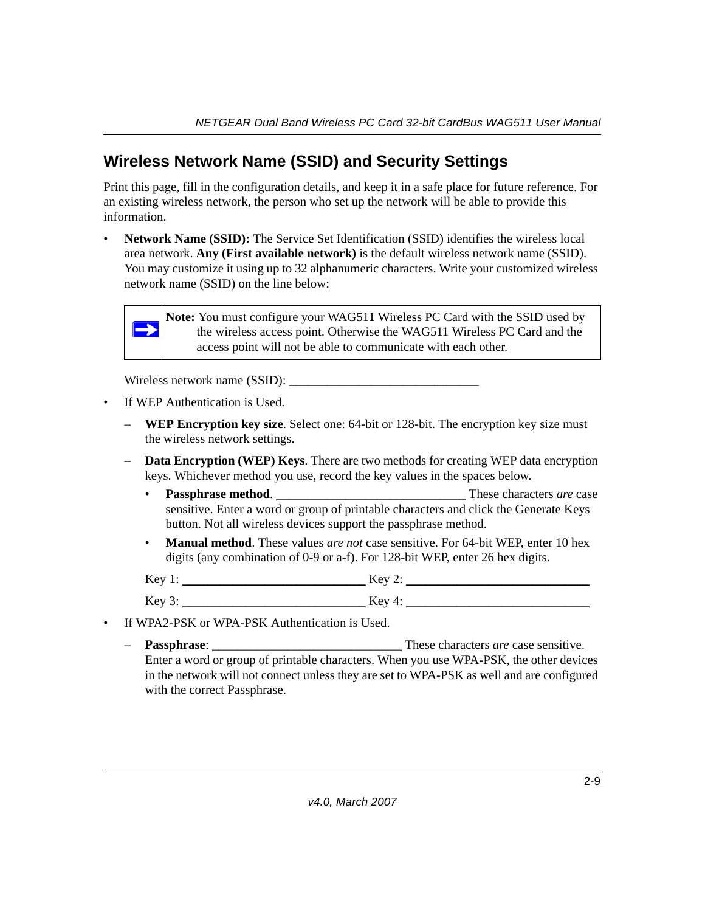## Wireless Network Name (SSID) and Security Settings

Print this page, fill in the configuration details, and keep it in a safe place for future reference. For an existing wireless network, the person who set up the network will be able to provide this information.

- **Network Name (SSID):** The Service Set Identification (SSID) identifies the wireless local area network. **Any (First available network)** is the default wireless network name (SSID). You may customize it using up to 32 alphanumeric characters. Write your customized wireless network name (SSID) on the line below:

  > **Note:** You must configure your WAG511 Wireless PC Card with the SSID used by the wireless access point. Otherwise the WAG511 Wireless PC Card and the access point will not be able to communicate with each other.

  Wireless network name (SSID): ______________________________

- If WEP Authentication is Used.
  - **WEP Encryption key size**. Select one: 64-bit or 128-bit. The encryption key size must the wireless network settings.
  - **Data Encryption (WEP) Keys**. There are two methods for creating WEP data encryption keys. Whichever method you use, record the key values in the spaces below.
    - **Passphrase method**. ______________________________ These characters *are* case sensitive. Enter a word or group of printable characters and click the Generate Keys button. Not all wireless devices support the passphrase method.
    - **Manual method**. These values *are not* case sensitive. For 64-bit WEP, enter 10 hex digits (any combination of 0-9 or a-f). For 128-bit WEP, enter 26 hex digits.

    Key 1: ______________________________ Key 2: ______________________________

    Key 3: ______________________________ Key 4: ______________________________

- If WPA2-PSK or WPA-PSK Authentication is Used.
  - **Passphrase**: ______________________________ These characters *are* case sensitive. Enter a word or group of printable characters. When you use WPA-PSK, the other devices in the network will not connect unless they are set to WPA-PSK as well and are configured with the correct Passphrase.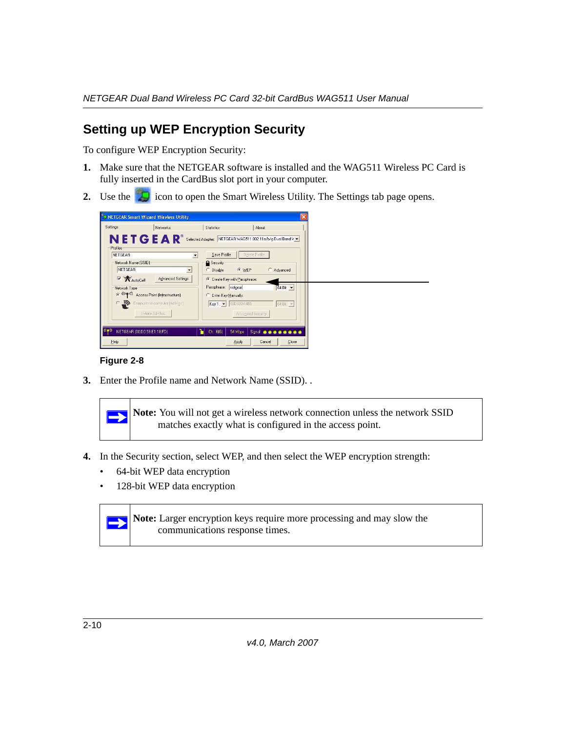## Setting up WEP Encryption Security

To configure WEP Encryption Security:

1. Make sure that the NETGEAR software is installed and the WAG511 Wireless PC Card is fully inserted in the CardBus slot port in your computer.
2. Use the icon to open the Smart Wireless Utility. The Settings tab page opens.

**Figure 2-8**

3. Enter the Profile name and Network Name (SSID). .

> **Note:** You will not get a wireless network connection unless the network SSID matches exactly what is configured in the access point.

4. In the Security section, select WEP, and then select the WEP encryption strength:
   - 64-bit WEP data encryption
   - 128-bit WEP data encryption

> **Note:** Larger encryption keys require more processing and may slow the communications response times.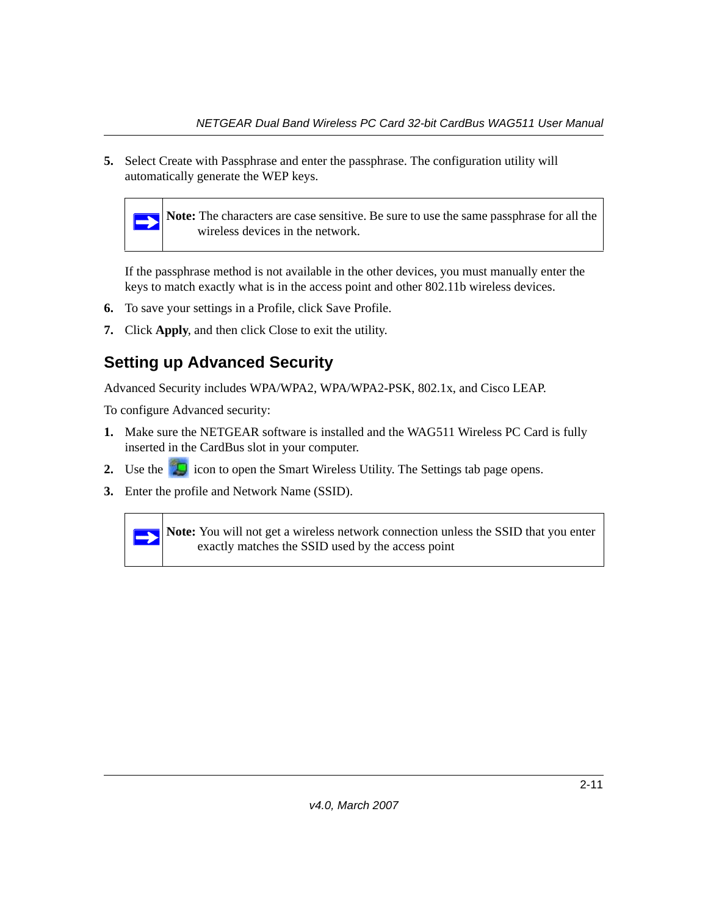5. Select Create with Passphrase and enter the passphrase. The configuration utility will automatically generate the WEP keys.

> **Note:** The characters are case sensitive. Be sure to use the same passphrase for all the wireless devices in the network.

If the passphrase method is not available in the other devices, you must manually enter the keys to match exactly what is in the access point and other 802.11b wireless devices.

6. To save your settings in a Profile, click Save Profile.
7. Click **Apply**, and then click Close to exit the utility.

## Setting up Advanced Security

Advanced Security includes WPA/WPA2, WPA/WPA2-PSK, 802.1x, and Cisco LEAP.

To configure Advanced security:

1. Make sure the NETGEAR software is installed and the WAG511 Wireless PC Card is fully inserted in the CardBus slot in your computer.
2. Use the icon to open the Smart Wireless Utility. The Settings tab page opens.
3. Enter the profile and Network Name (SSID).

> **Note:** You will not get a wireless network connection unless the SSID that you enter exactly matches the SSID used by the access point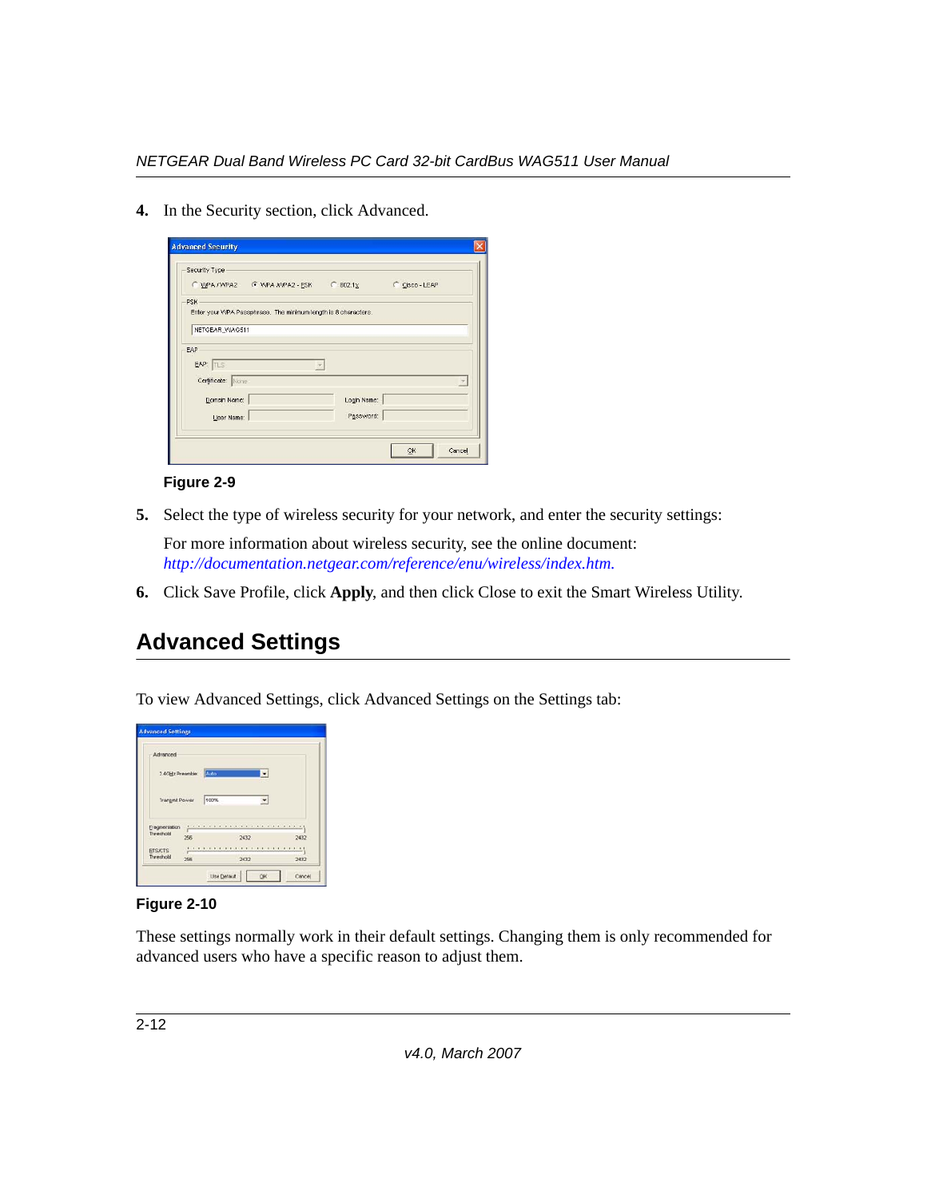4. In the Security section, click Advanced.

**Figure 2-9**

5. Select the type of wireless security for your network, and enter the security settings:

   For more information about wireless security, see the online document: *http://documentation.netgear.com/reference/enu/wireless/index.htm.*

6. Click Save Profile, click **Apply**, and then click Close to exit the Smart Wireless Utility.

## Advanced Settings

To view Advanced Settings, click Advanced Settings on the Settings tab:

**Figure 2-10**

These settings normally work in their default settings. Changing them is only recommended for advanced users who have a specific reason to adjust them.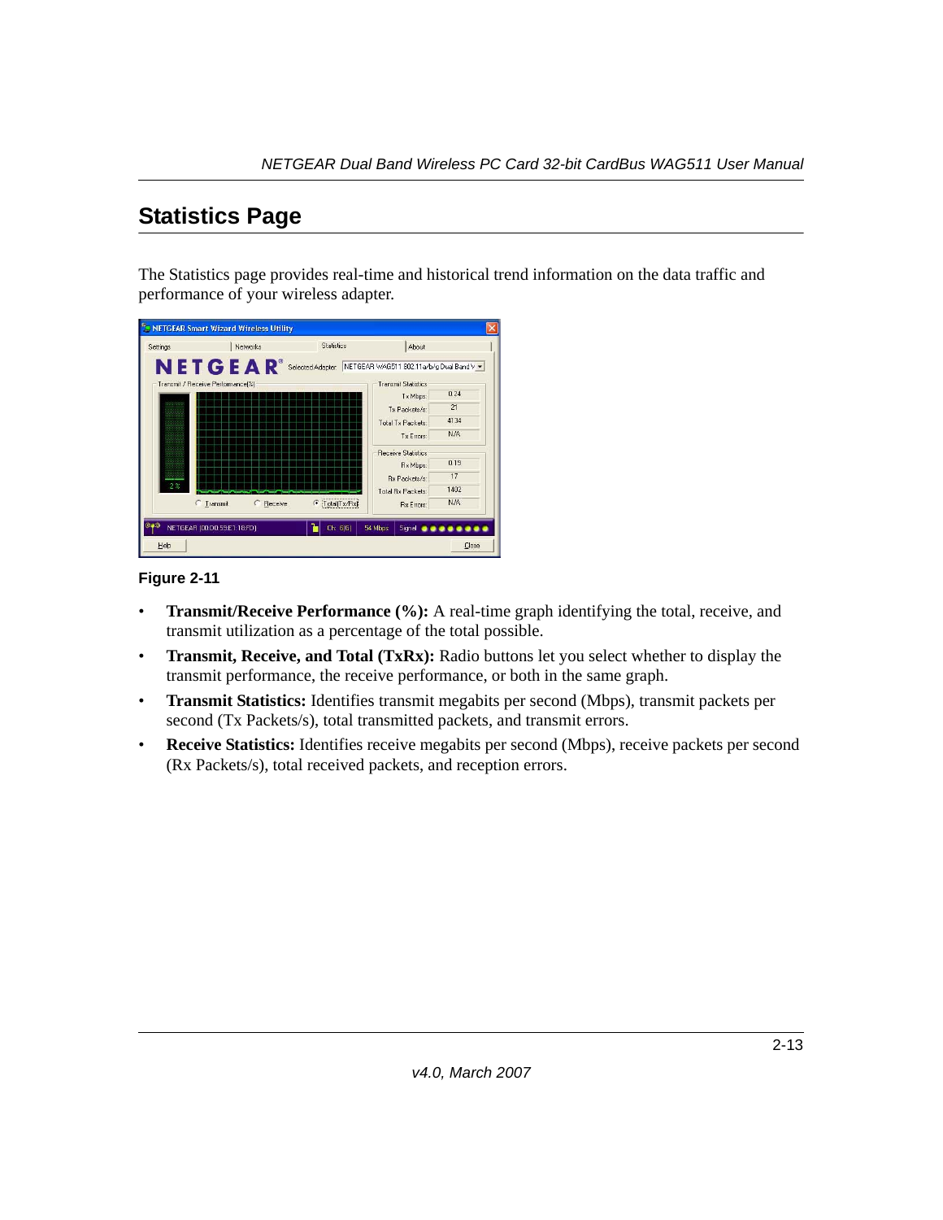## Statistics Page

The Statistics page provides real-time and historical trend information on the data traffic and performance of your wireless adapter.

**Figure 2-11**

- **Transmit/Receive Performance (%):** A real-time graph identifying the total, receive, and transmit utilization as a percentage of the total possible.
- **Transmit, Receive, and Total (TxRx):** Radio buttons let you select whether to display the transmit performance, the receive performance, or both in the same graph.
- **Transmit Statistics:** Identifies transmit megabits per second (Mbps), transmit packets per second (Tx Packets/s), total transmitted packets, and transmit errors.
- **Receive Statistics:** Identifies receive megabits per second (Mbps), receive packets per second (Rx Packets/s), total received packets, and reception errors.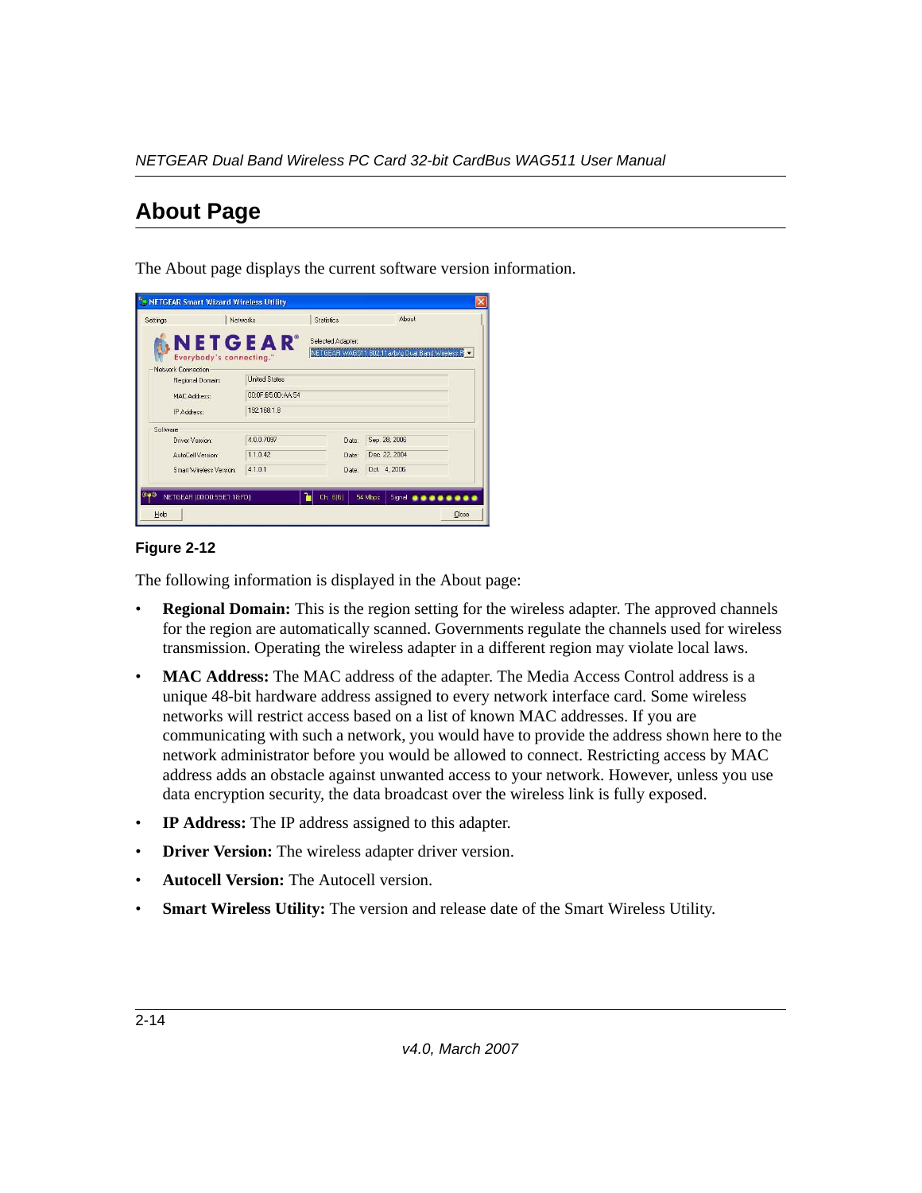## About Page

The About page displays the current software version information.

**Figure 2-12**

The following information is displayed in the About page:

- **Regional Domain:** This is the region setting for the wireless adapter. The approved channels for the region are automatically scanned. Governments regulate the channels used for wireless transmission. Operating the wireless adapter in a different region may violate local laws.
- **MAC Address:** The MAC address of the adapter. The Media Access Control address is a unique 48-bit hardware address assigned to every network interface card. Some wireless networks will restrict access based on a list of known MAC addresses. If you are communicating with such a network, you would have to provide the address shown here to the network administrator before you would be allowed to connect. Restricting access by MAC address adds an obstacle against unwanted access to your network. However, unless you use data encryption security, the data broadcast over the wireless link is fully exposed.
- **IP Address:** The IP address assigned to this adapter.
- **Driver Version:** The wireless adapter driver version.
- **Autocell Version:** The Autocell version.
- **Smart Wireless Utility:** The version and release date of the Smart Wireless Utility.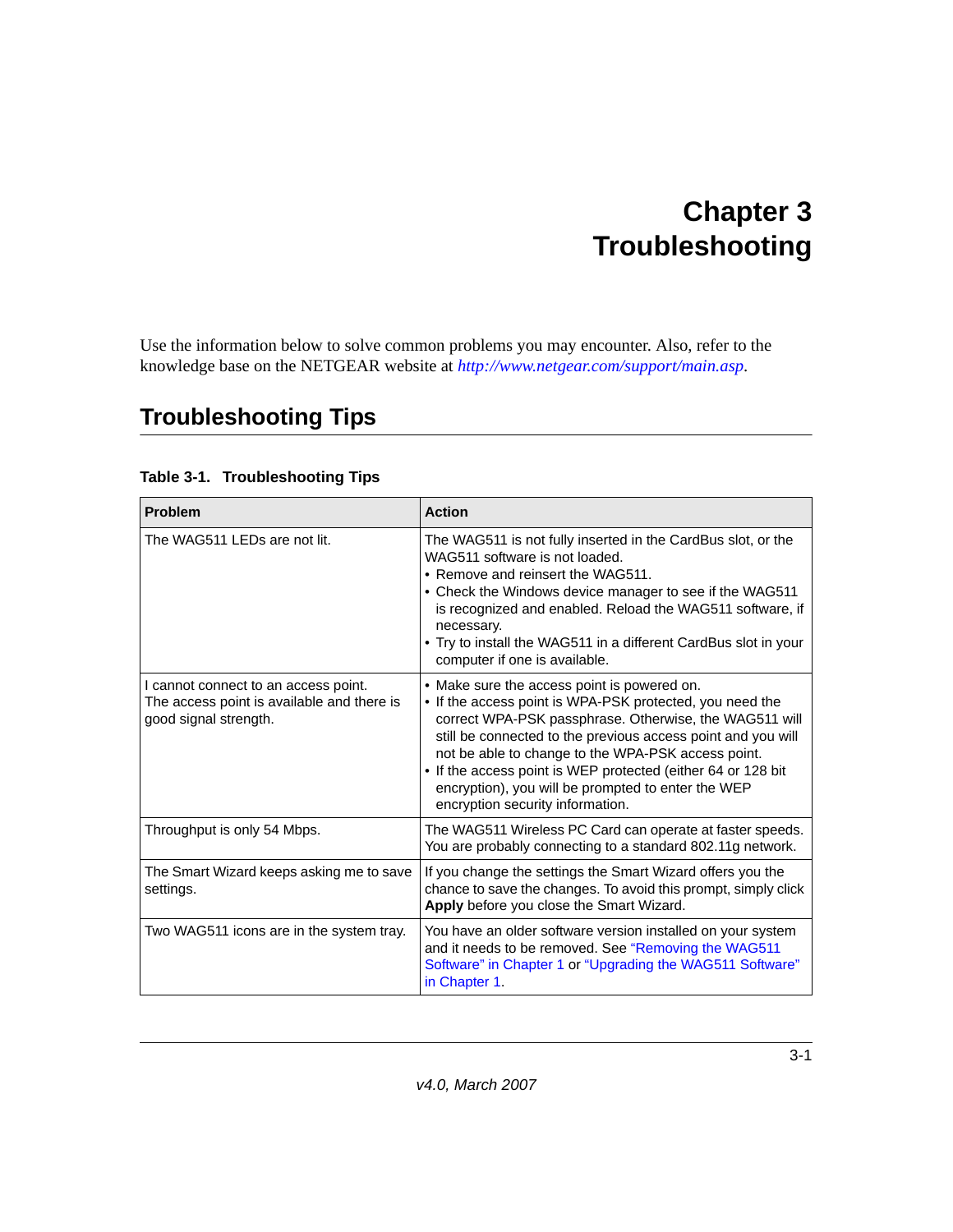# Chapter 3
# Troubleshooting

Use the information below to solve common problems you may encounter. Also, refer to the knowledge base on the NETGEAR website at *http://www.netgear.com/support/main.asp*.

## Troubleshooting Tips

**Table 3-1. Troubleshooting Tips**

| Problem | Action |
|---|---|
| The WAG511 LEDs are not lit. | The WAG511 is not fully inserted in the CardBus slot, or the WAG511 software is not loaded.<br>• Remove and reinsert the WAG511.<br>• Check the Windows device manager to see if the WAG511 is recognized and enabled. Reload the WAG511 software, if necessary.<br>• Try to install the WAG511 in a different CardBus slot in your computer if one is available. |
| I cannot connect to an access point. The access point is available and there is good signal strength. | • Make sure the access point is powered on.<br>• If the access point is WPA-PSK protected, you need the correct WPA-PSK passphrase. Otherwise, the WAG511 will still be connected to the previous access point and you will not be able to change to the WPA-PSK access point.<br>• If the access point is WEP protected (either 64 or 128 bit encryption), you will be prompted to enter the WEP encryption security information. |
| Throughput is only 54 Mbps. | The WAG511 Wireless PC Card can operate at faster speeds. You are probably connecting to a standard 802.11g network. |
| The Smart Wizard keeps asking me to save settings. | If you change the settings the Smart Wizard offers you the chance to save the changes. To avoid this prompt, simply click **Apply** before you close the Smart Wizard. |
| Two WAG511 icons are in the system tray. | You have an older software version installed on your system and it needs to be removed. See "Removing the WAG511 Software" in Chapter 1 or "Upgrading the WAG511 Software" in Chapter 1. |

v4.0, March 2007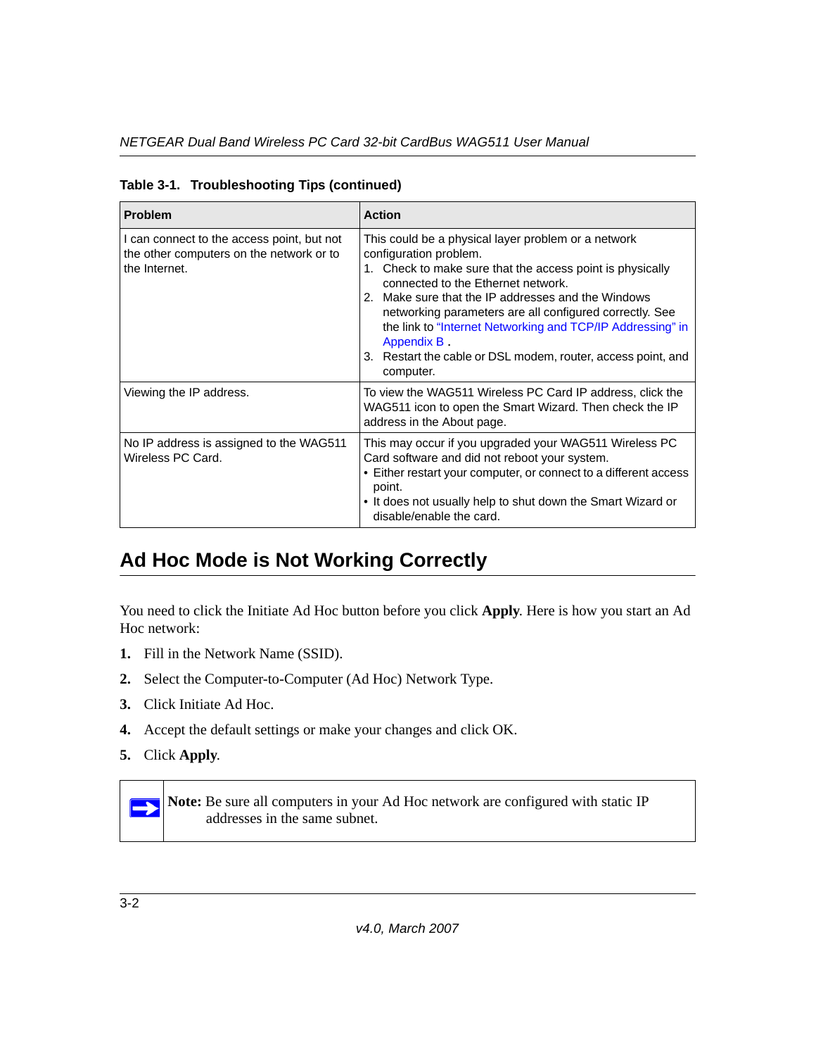**Table 3-1. Troubleshooting Tips (continued)**

| Problem | Action |
|---|---|
| I can connect to the access point, but not the other computers on the network or to the Internet. | This could be a physical layer problem or a network configuration problem.<br>1. Check to make sure that the access point is physically connected to the Ethernet network.<br>2. Make sure that the IP addresses and the Windows networking parameters are all configured correctly. See the link to "Internet Networking and TCP/IP Addressing" in Appendix B .<br>3. Restart the cable or DSL modem, router, access point, and computer. |
| Viewing the IP address. | To view the WAG511 Wireless PC Card IP address, click the WAG511 icon to open the Smart Wizard. Then check the IP address in the About page. |
| No IP address is assigned to the WAG511 Wireless PC Card. | This may occur if you upgraded your WAG511 Wireless PC Card software and did not reboot your system.<br>• Either restart your computer, or connect to a different access point.<br>• It does not usually help to shut down the Smart Wizard or disable/enable the card. |

## Ad Hoc Mode is Not Working Correctly

You need to click the Initiate Ad Hoc button before you click **Apply**. Here is how you start an Ad Hoc network:

1. Fill in the Network Name (SSID).
2. Select the Computer-to-Computer (Ad Hoc) Network Type.
3. Click Initiate Ad Hoc.
4. Accept the default settings or make your changes and click OK.
5. Click **Apply**.

**Note:** Be sure all computers in your Ad Hoc network are configured with static IP addresses in the same subnet.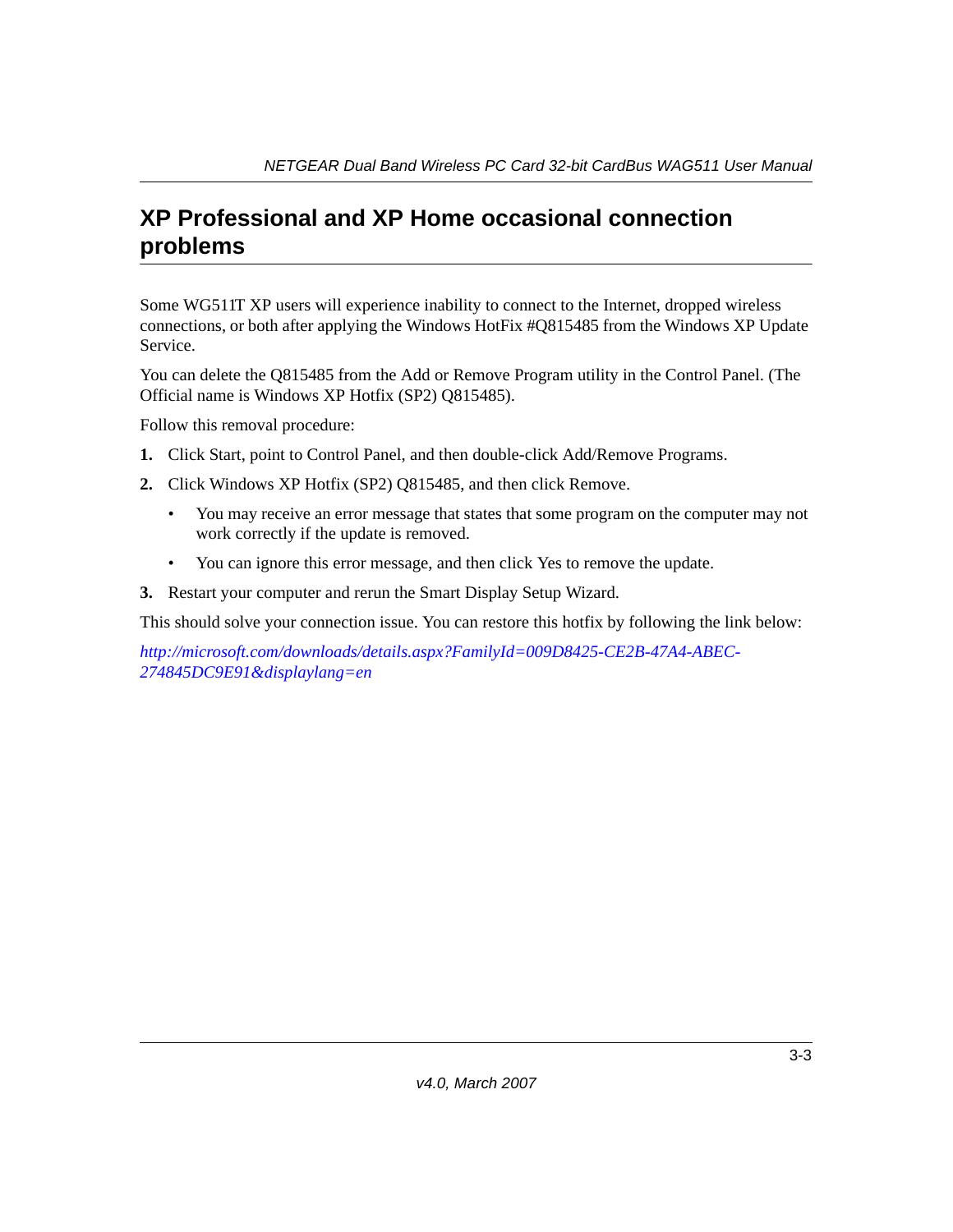## XP Professional and XP Home occasional connection problems

Some WG511T XP users will experience inability to connect to the Internet, dropped wireless connections, or both after applying the Windows HotFix #Q815485 from the Windows XP Update Service.

You can delete the Q815485 from the Add or Remove Program utility in the Control Panel. (The Official name is Windows XP Hotfix (SP2) Q815485).

Follow this removal procedure:

1. Click Start, point to Control Panel, and then double-click Add/Remove Programs.
2. Click Windows XP Hotfix (SP2) Q815485, and then click Remove.
   - You may receive an error message that states that some program on the computer may not work correctly if the update is removed.
   - You can ignore this error message, and then click Yes to remove the update.
3. Restart your computer and rerun the Smart Display Setup Wizard.

This should solve your connection issue. You can restore this hotfix by following the link below:

*http://microsoft.com/downloads/details.aspx?FamilyId=009D8425-CE2B-47A4-ABEC-274845DC9E91&displaylang=en*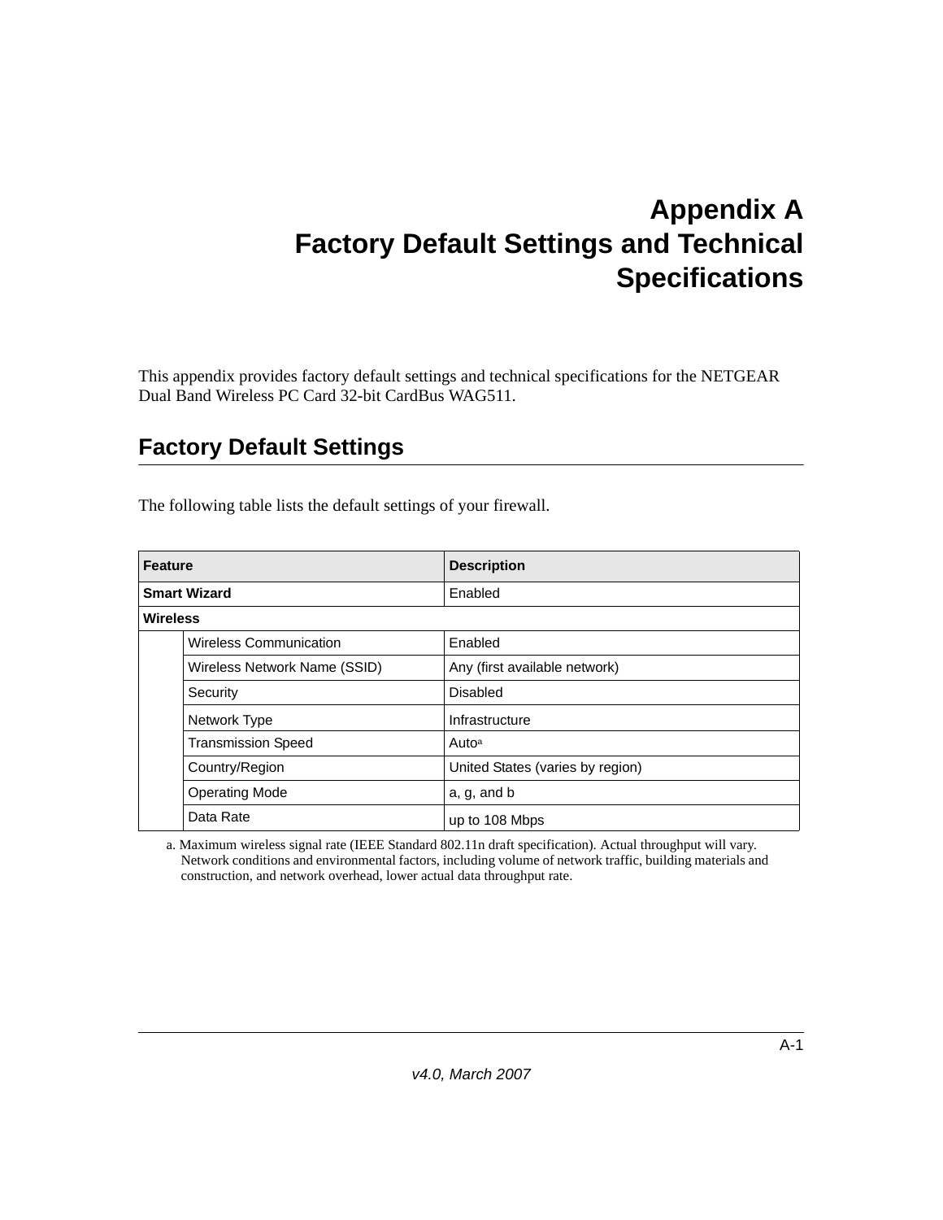# Appendix A
# Factory Default Settings and Technical Specifications

This appendix provides factory default settings and technical specifications for the NETGEAR Dual Band Wireless PC Card 32-bit CardBus WAG511.

## Factory Default Settings

The following table lists the default settings of your firewall.

| Feature | | Description |
|---|---|---|
| **Smart Wizard** | | Enabled |
| **Wireless** | | |
| | Wireless Communication | Enabled |
| | Wireless Network Name (SSID) | Any (first available network) |
| | Security | Disabled |
| | Network Type | Infrastructure |
| | Transmission Speed | Auto[a] |
| | Country/Region | United States (varies by region) |
| | Operating Mode | a, g, and b |
| | Data Rate | up to 108 Mbps |

a. Maximum wireless signal rate (IEEE Standard 802.11n draft specification). Actual throughput will vary. Network conditions and environmental factors, including volume of network traffic, building materials and construction, and network overhead, lower actual data throughput rate.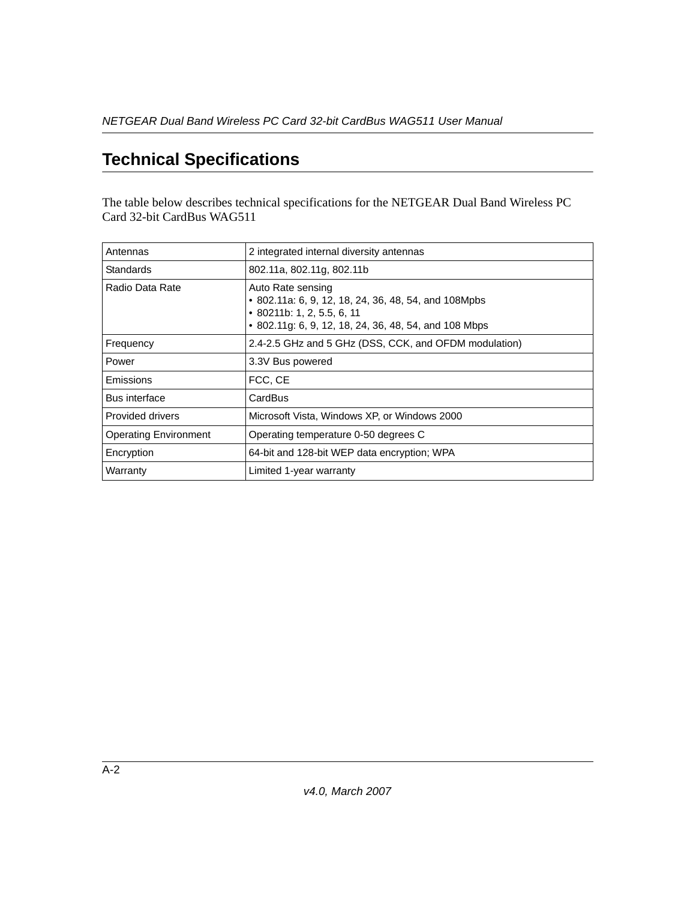## Technical Specifications

The table below describes technical specifications for the NETGEAR Dual Band Wireless PC Card 32-bit CardBus WAG511

| | |
|---|---|
| Antennas | 2 integrated internal diversity antennas |
| Standards | 802.11a, 802.11g, 802.11b |
| Radio Data Rate | Auto Rate sensing<br>• 802.11a: 6, 9, 12, 18, 24, 36, 48, 54, and 108Mpbs<br>• 80211b: 1, 2, 5.5, 6, 11<br>• 802.11g: 6, 9, 12, 18, 24, 36, 48, 54, and 108 Mbps |
| Frequency | 2.4-2.5 GHz and 5 GHz (DSS, CCK, and OFDM modulation) |
| Power | 3.3V Bus powered |
| Emissions | FCC, CE |
| Bus interface | CardBus |
| Provided drivers | Microsoft Vista, Windows XP, or Windows 2000 |
| Operating Environment | Operating temperature 0-50 degrees C |
| Encryption | 64-bit and 128-bit WEP data encryption; WPA |
| Warranty | Limited 1-year warranty |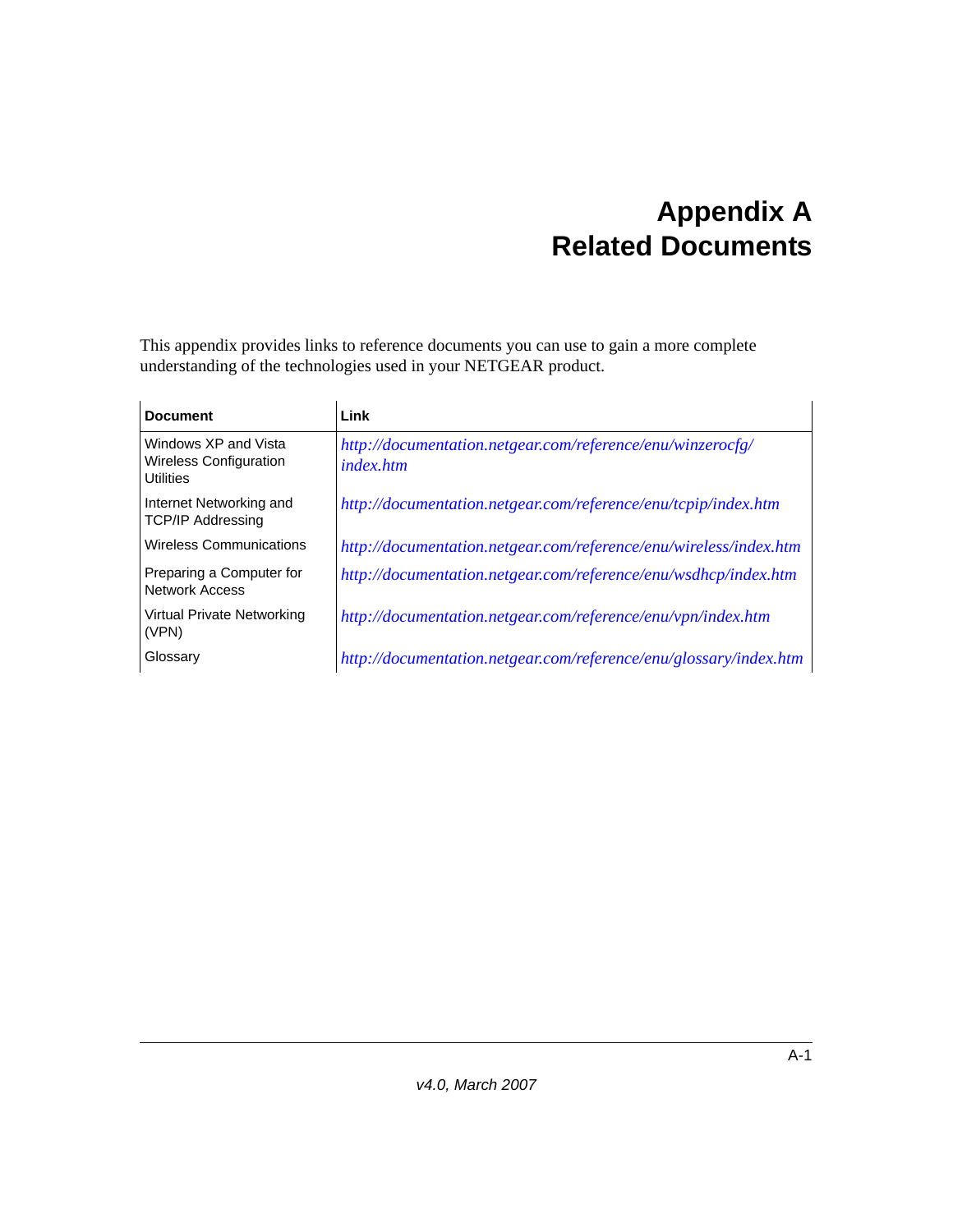# Appendix A
# Related Documents

This appendix provides links to reference documents you can use to gain a more complete understanding of the technologies used in your NETGEAR product.

| Document | Link |
|---|---|
| Windows XP and Vista Wireless Configuration Utilities | *http://documentation.netgear.com/reference/enu/winzerocfg/index.htm* |
| Internet Networking and TCP/IP Addressing | *http://documentation.netgear.com/reference/enu/tcpip/index.htm* |
| Wireless Communications | *http://documentation.netgear.com/reference/enu/wireless/index.htm* |
| Preparing a Computer for Network Access | *http://documentation.netgear.com/reference/enu/wsdhcp/index.htm* |
| Virtual Private Networking (VPN) | *http://documentation.netgear.com/reference/enu/vpn/index.htm* |
| Glossary | *http://documentation.netgear.com/reference/enu/glossary/index.htm* |

*v4.0, March 2007*